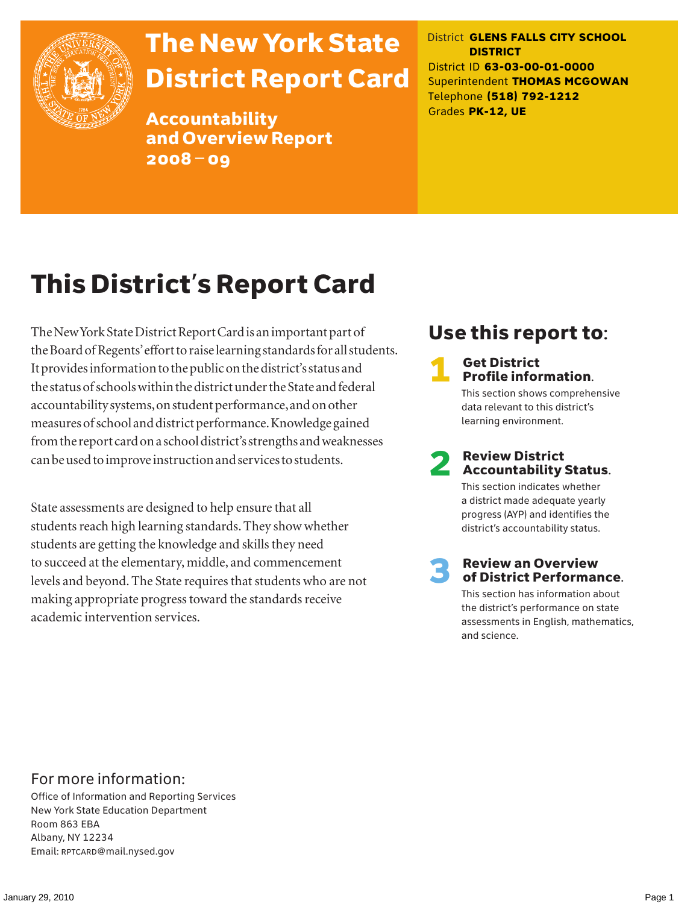# The New York State District Report Card

## Accountability and Overview Report 2008 – 09

District **GLENS FALLS CITY SCHOOL DISTRICT**
District ID **63-03-00-01-0000**
Superintendent **THOMAS MCGOWAN**
Telephone **(518) 792-1212**
Grades **PK-12, UE**

# This District's Report Card

The New York State District Report Card is an important part of the Board of Regents' effort to raise learning standards for all students. It provides information to the public on the district's status and the status of schools within the district under the State and federal accountability systems, on student performance, and on other measures of school and district performance. Knowledge gained from the report card on a school district's strengths and weaknesses can be used to improve instruction and services to students.

State assessments are designed to help ensure that all students reach high learning standards. They show whether students are getting the knowledge and skills they need to succeed at the elementary, middle, and commencement levels and beyond. The State requires that students who are not making appropriate progress toward the standards receive academic intervention services.

## Use this report to:

**1 Get District Profile information.**
This section shows comprehensive data relevant to this district's learning environment.

**2 Review District Accountability Status.**
This section indicates whether a district made adequate yearly progress (AYP) and identifies the district's accountability status.

**3 Review an Overview of District Performance.**
This section has information about the district's performance on state assessments in English, mathematics, and science.

## For more information:

Office of Information and Reporting Services
New York State Education Department
Room 863 EBA
Albany, NY 12234
Email: RPTCARD@mail.nysed.gov

January 29, 2010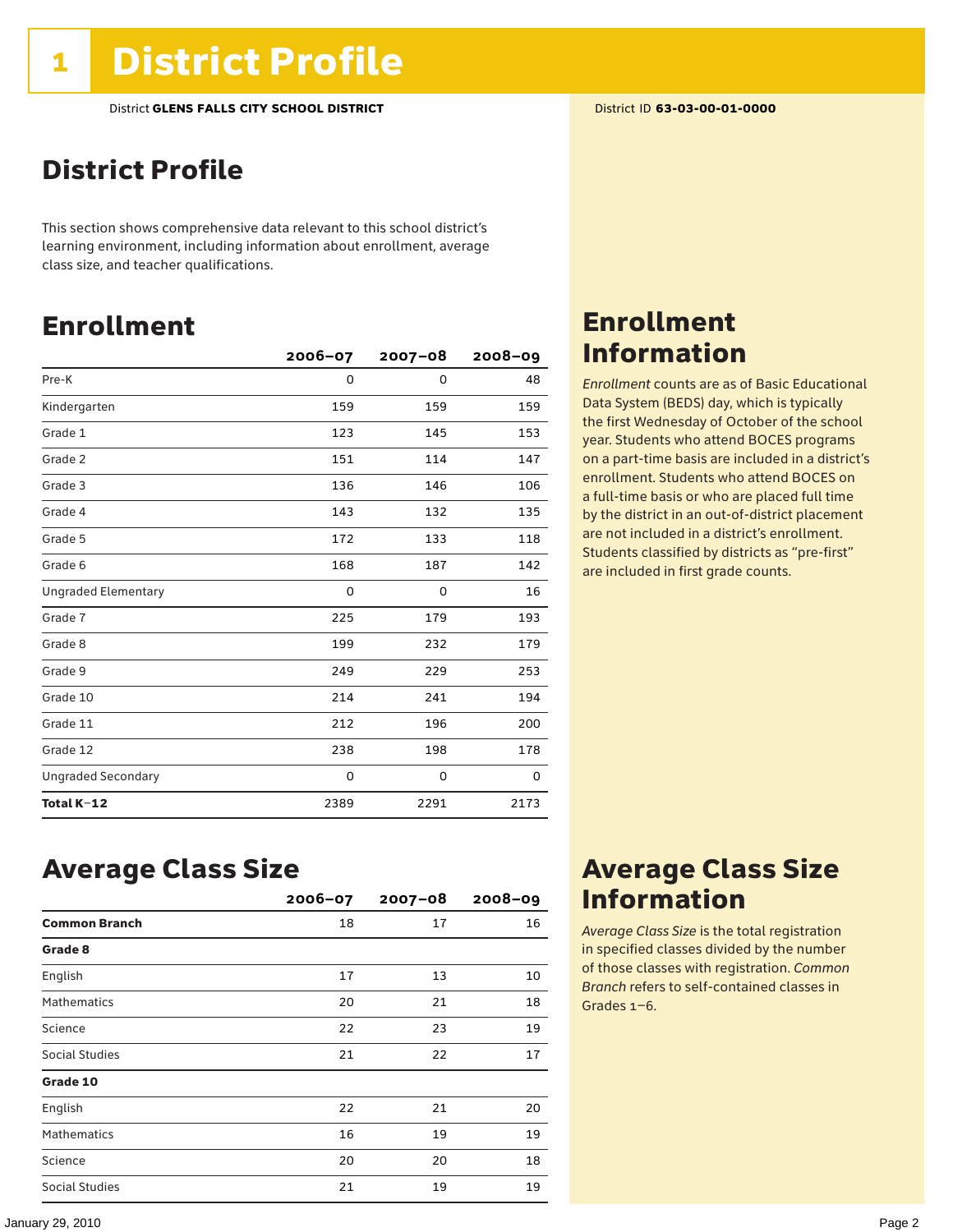# 1 District Profile

District **GLENS FALLS CITY SCHOOL DISTRICT**

District ID **63-03-00-01-0000**

## District Profile

This section shows comprehensive data relevant to this school district's learning environment, including information about enrollment, average class size, and teacher qualifications.

## Enrollment

| | 2006–07 | 2007–08 | 2008–09 |
|---|---|---|---|
| Pre-K | 0 | 0 | 48 |
| Kindergarten | 159 | 159 | 159 |
| Grade 1 | 123 | 145 | 153 |
| Grade 2 | 151 | 114 | 147 |
| Grade 3 | 136 | 146 | 106 |
| Grade 4 | 143 | 132 | 135 |
| Grade 5 | 172 | 133 | 118 |
| Grade 6 | 168 | 187 | 142 |
| Ungraded Elementary | 0 | 0 | 16 |
| Grade 7 | 225 | 179 | 193 |
| Grade 8 | 199 | 232 | 179 |
| Grade 9 | 249 | 229 | 253 |
| Grade 10 | 214 | 241 | 194 |
| Grade 11 | 212 | 196 | 200 |
| Grade 12 | 238 | 198 | 178 |
| Ungraded Secondary | 0 | 0 | 0 |
| **Total K–12** | 2389 | 2291 | 2173 |

## Enrollment Information

*Enrollment* counts are as of Basic Educational Data System (BEDS) day, which is typically the first Wednesday of October of the school year. Students who attend BOCES programs on a part-time basis are included in a district's enrollment. Students who attend BOCES on a full-time basis or who are placed full time by the district in an out-of-district placement are not included in a district's enrollment. Students classified by districts as "pre-first" are included in first grade counts.

## Average Class Size

| | 2006–07 | 2007–08 | 2008–09 |
|---|---|---|---|
| **Common Branch** | 18 | 17 | 16 |
| **Grade 8** | | | |
| English | 17 | 13 | 10 |
| Mathematics | 20 | 21 | 18 |
| Science | 22 | 23 | 19 |
| Social Studies | 21 | 22 | 17 |
| **Grade 10** | | | |
| English | 22 | 21 | 20 |
| Mathematics | 16 | 19 | 19 |
| Science | 20 | 20 | 18 |
| Social Studies | 21 | 19 | 19 |

## Average Class Size Information

*Average Class Size* is the total registration in specified classes divided by the number of those classes with registration. *Common Branch* refers to self-contained classes in Grades 1–6.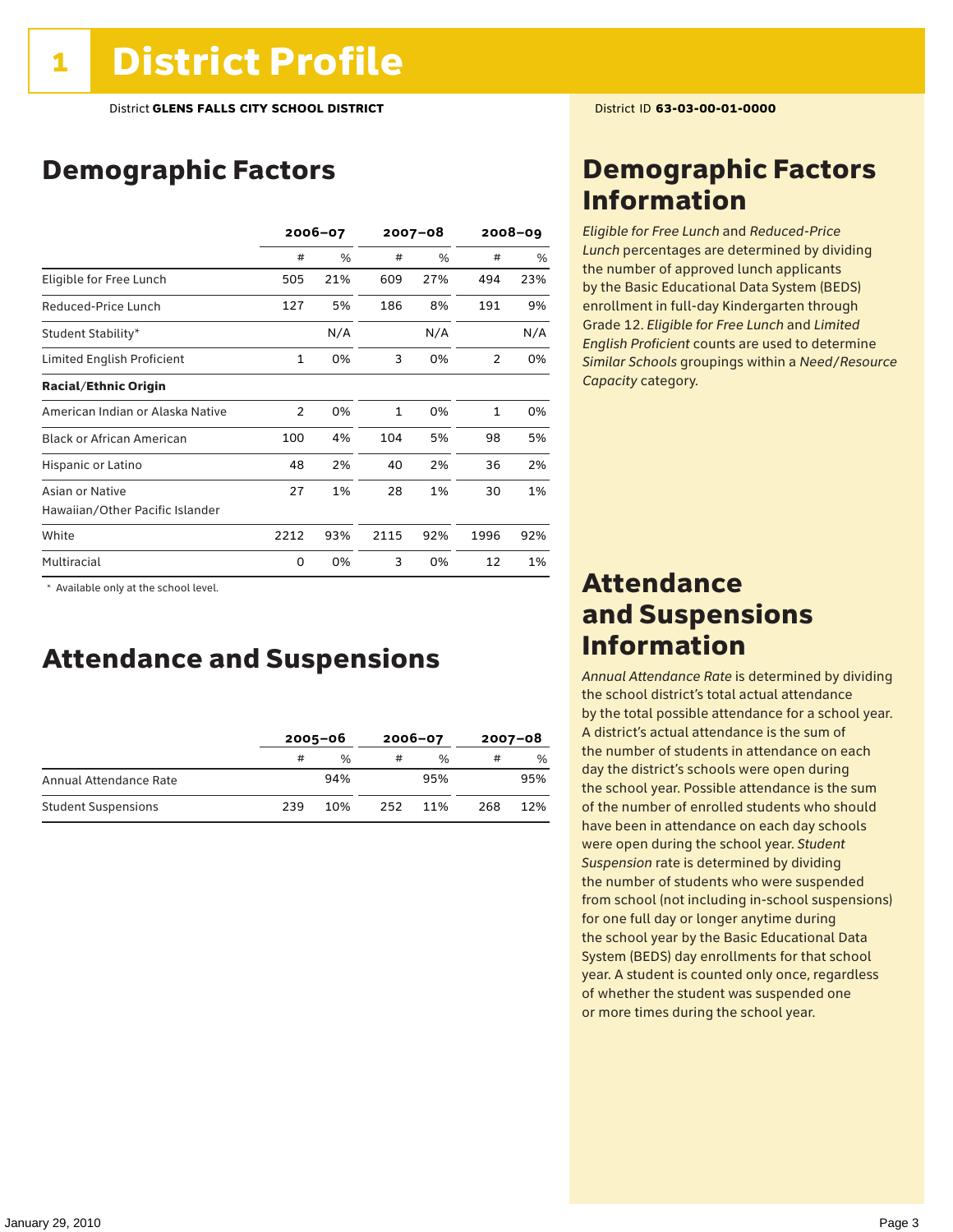# 1 District Profile

District **GLENS FALLS CITY SCHOOL DISTRICT**

District ID **63-03-00-01-0000**

## Demographic Factors

| | 2006–07 | | 2007–08 | | 2008–09 | |
|---|---|---|---|---|---|---|
| | # | % | # | % | # | % |
| Eligible for Free Lunch | 505 | 21% | 609 | 27% | 494 | 23% |
| Reduced-Price Lunch | 127 | 5% | 186 | 8% | 191 | 9% |
| Student Stability* | | N/A | | N/A | | N/A |
| Limited English Proficient | 1 | 0% | 3 | 0% | 2 | 0% |
| **Racial/Ethnic Origin** | | | | | | |
| American Indian or Alaska Native | 2 | 0% | 1 | 0% | 1 | 0% |
| Black or African American | 100 | 4% | 104 | 5% | 98 | 5% |
| Hispanic or Latino | 48 | 2% | 40 | 2% | 36 | 2% |
| Asian or Native Hawaiian/Other Pacific Islander | 27 | 1% | 28 | 1% | 30 | 1% |
| White | 2212 | 93% | 2115 | 92% | 1996 | 92% |
| Multiracial | 0 | 0% | 3 | 0% | 12 | 1% |

\* Available only at the school level.

## Attendance and Suspensions

| | 2005–06 | | 2006–07 | | 2007–08 | |
|---|---|---|---|---|---|---|
| | # | % | # | % | # | % |
| Annual Attendance Rate | | 94% | | 95% | | 95% |
| Student Suspensions | 239 | 10% | 252 | 11% | 268 | 12% |

## Demographic Factors Information

*Eligible for Free Lunch* and *Reduced-Price Lunch* percentages are determined by dividing the number of approved lunch applicants by the Basic Educational Data System (BEDS) enrollment in full-day Kindergarten through Grade 12. *Eligible for Free Lunch* and *Limited English Proficient* counts are used to determine *Similar Schools* groupings within a *Need/Resource Capacity* category.

## Attendance and Suspensions Information

*Annual Attendance Rate* is determined by dividing the school district's total actual attendance by the total possible attendance for a school year. A district's actual attendance is the sum of the number of students in attendance on each day the district's schools were open during the school year. Possible attendance is the sum of the number of enrolled students who should have been in attendance on each day schools were open during the school year. *Student Suspension* rate is determined by dividing the number of students who were suspended from school (not including in-school suspensions) for one full day or longer anytime during the school year by the Basic Educational Data System (BEDS) day enrollments for that school year. A student is counted only once, regardless of whether the student was suspended one or more times during the school year.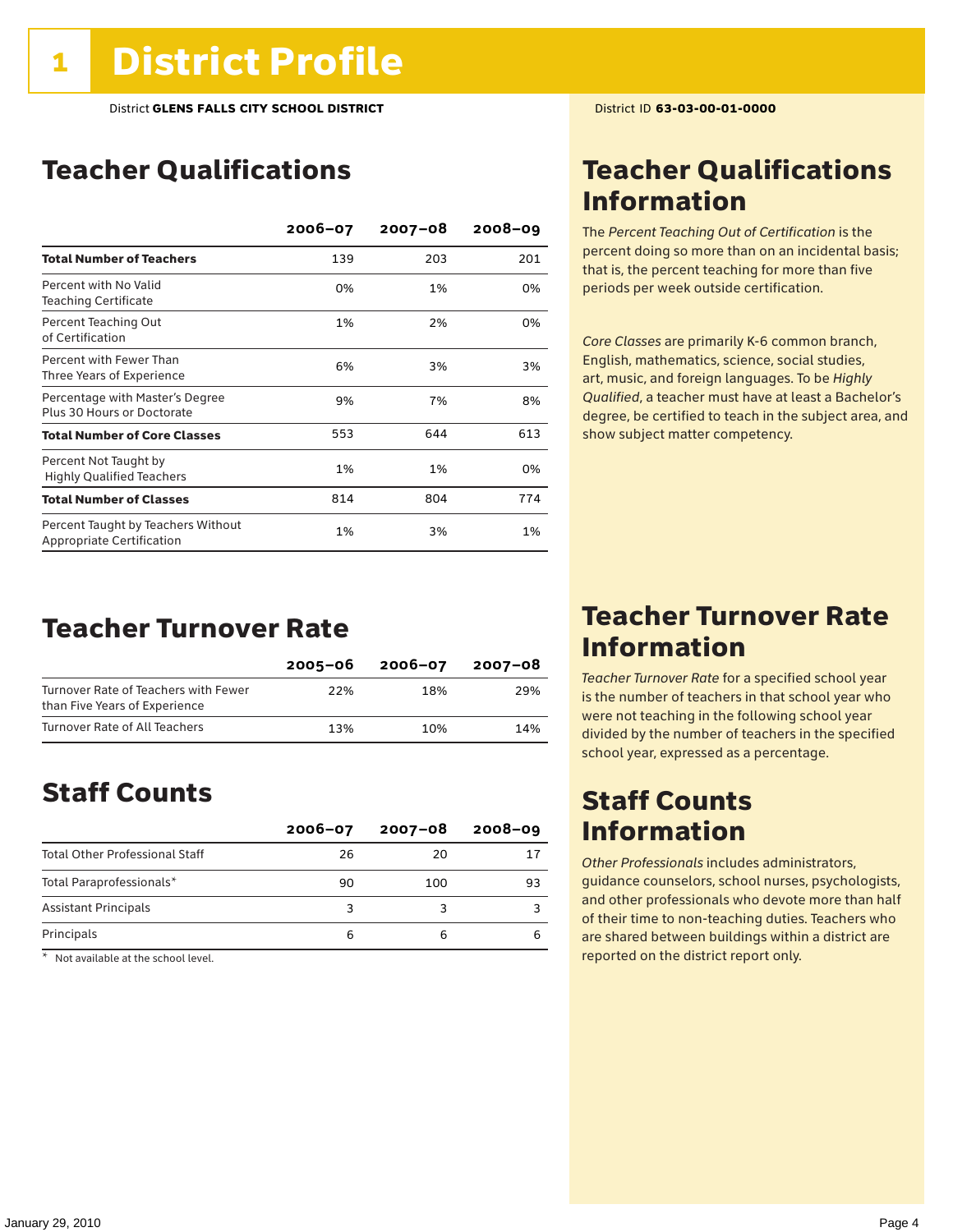# 1 District Profile

District **GLENS FALLS CITY SCHOOL DISTRICT**

District ID **63-03-00-01-0000**

## Teacher Qualifications

| | 2006–07 | 2007–08 | 2008–09 |
|---|---|---|---|
| **Total Number of Teachers** | 139 | 203 | 201 |
| Percent with No Valid Teaching Certificate | 0% | 1% | 0% |
| Percent Teaching Out of Certification | 1% | 2% | 0% |
| Percent with Fewer Than Three Years of Experience | 6% | 3% | 3% |
| Percentage with Master's Degree Plus 30 Hours or Doctorate | 9% | 7% | 8% |
| **Total Number of Core Classes** | 553 | 644 | 613 |
| Percent Not Taught by Highly Qualified Teachers | 1% | 1% | 0% |
| **Total Number of Classes** | 814 | 804 | 774 |
| Percent Taught by Teachers Without Appropriate Certification | 1% | 3% | 1% |

## Teacher Qualifications Information

The *Percent Teaching Out of Certification* is the percent doing so more than on an incidental basis; that is, the percent teaching for more than five periods per week outside certification.

*Core Classes* are primarily K-6 common branch, English, mathematics, science, social studies, art, music, and foreign languages. To be *Highly Qualified*, a teacher must have at least a Bachelor's degree, be certified to teach in the subject area, and show subject matter competency.

## Teacher Turnover Rate

| | 2005–06 | 2006–07 | 2007–08 |
|---|---|---|---|
| Turnover Rate of Teachers with Fewer than Five Years of Experience | 22% | 18% | 29% |
| Turnover Rate of All Teachers | 13% | 10% | 14% |

## Teacher Turnover Rate Information

*Teacher Turnover Rate* for a specified school year is the number of teachers in that school year who were not teaching in the following school year divided by the number of teachers in the specified school year, expressed as a percentage.

## Staff Counts

| | 2006–07 | 2007–08 | 2008–09 |
|---|---|---|---|
| Total Other Professional Staff | 26 | 20 | 17 |
| Total Paraprofessionals* | 90 | 100 | 93 |
| Assistant Principals | 3 | 3 | 3 |
| Principals | 6 | 6 | 6 |

\* Not available at the school level.

## Staff Counts Information

*Other Professionals* includes administrators, guidance counselors, school nurses, psychologists, and other professionals who devote more than half of their time to non-teaching duties. Teachers who are shared between buildings within a district are reported on the district report only.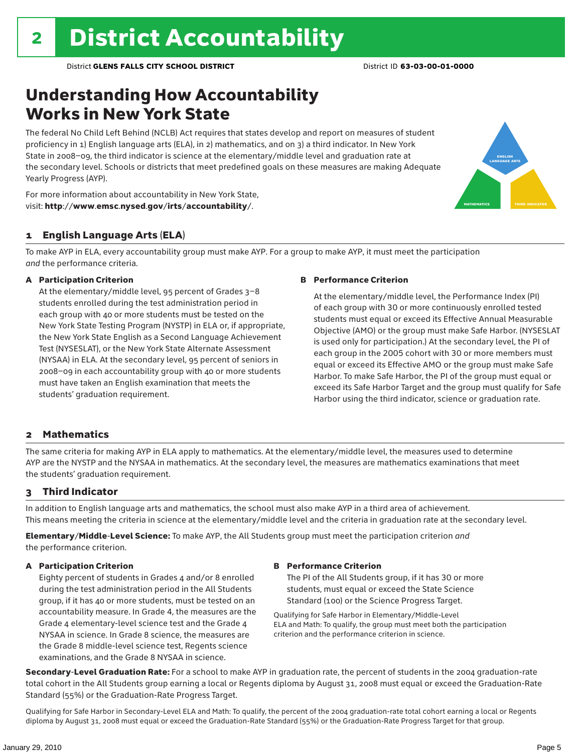# 2 District Accountability

District **GLENS FALLS CITY SCHOOL DISTRICT** District ID **63-03-00-01-0000**

## Understanding How Accountability Works in New York State

The federal No Child Left Behind (NCLB) Act requires that states develop and report on measures of student proficiency in 1) English language arts (ELA), in 2) mathematics, and on 3) a third indicator. In New York State in 2008–09, the third indicator is science at the elementary/middle level and graduation rate at the secondary level. Schools or districts that meet predefined goals on these measures are making Adequate Yearly Progress (AYP).

For more information about accountability in New York State, visit: **http://www.emsc.nysed.gov/irts/accountability/**.

### 1 English Language Arts (ELA)

To make AYP in ELA, every accountability group must make AYP. For a group to make AYP, it must meet the participation *and* the performance criteria.

**A Participation Criterion**

At the elementary/middle level, 95 percent of Grades 3–8 students enrolled during the test administration period in each group with 40 or more students must be tested on the New York State Testing Program (NYSTP) in ELA or, if appropriate, the New York State English as a Second Language Achievement Test (NYSESLAT), or the New York State Alternate Assessment (NYSAA) in ELA. At the secondary level, 95 percent of seniors in 2008–09 in each accountability group with 40 or more students must have taken an English examination that meets the students' graduation requirement.

**B Performance Criterion**

At the elementary/middle level, the Performance Index (PI) of each group with 30 or more continuously enrolled tested students must equal or exceed its Effective Annual Measurable Objective (AMO) or the group must make Safe Harbor. (NYSESLAT is used only for participation.) At the secondary level, the PI of each group in the 2005 cohort with 30 or more members must equal or exceed its Effective AMO or the group must make Safe Harbor. To make Safe Harbor, the PI of the group must equal or exceed its Safe Harbor Target and the group must qualify for Safe Harbor using the third indicator, science or graduation rate.

### 2 Mathematics

The same criteria for making AYP in ELA apply to mathematics. At the elementary/middle level, the measures used to determine AYP are the NYSTP and the NYSAA in mathematics. At the secondary level, the measures are mathematics examinations that meet the students' graduation requirement.

### 3 Third Indicator

In addition to English language arts and mathematics, the school must also make AYP in a third area of achievement. This means meeting the criteria in science at the elementary/middle level and the criteria in graduation rate at the secondary level.

**Elementary/Middle-Level Science:** To make AYP, the All Students group must meet the participation criterion *and* the performance criterion.

**A Participation Criterion**

Eighty percent of students in Grades 4 and/or 8 enrolled during the test administration period in the All Students group, if it has 40 or more students, must be tested on an accountability measure. In Grade 4, the measures are the Grade 4 elementary-level science test and the Grade 4 NYSAA in science. In Grade 8 science, the measures are the Grade 8 middle-level science test, Regents science examinations, and the Grade 8 NYSAA in science.

**B Performance Criterion**

The PI of the All Students group, if it has 30 or more students, must equal or exceed the State Science Standard (100) or the Science Progress Target.

Qualifying for Safe Harbor in Elementary/Middle-Level ELA and Math: To qualify, the group must meet both the participation criterion and the performance criterion in science.

**Secondary-Level Graduation Rate:** For a school to make AYP in graduation rate, the percent of students in the 2004 graduation-rate total cohort in the All Students group earning a local or Regents diploma by August 31, 2008 must equal or exceed the Graduation-Rate Standard (55%) or the Graduation-Rate Progress Target.

Qualifying for Safe Harbor in Secondary-Level ELA and Math: To qualify, the percent of the 2004 graduation-rate total cohort earning a local or Regents diploma by August 31, 2008 must equal or exceed the Graduation-Rate Standard (55%) or the Graduation-Rate Progress Target for that group.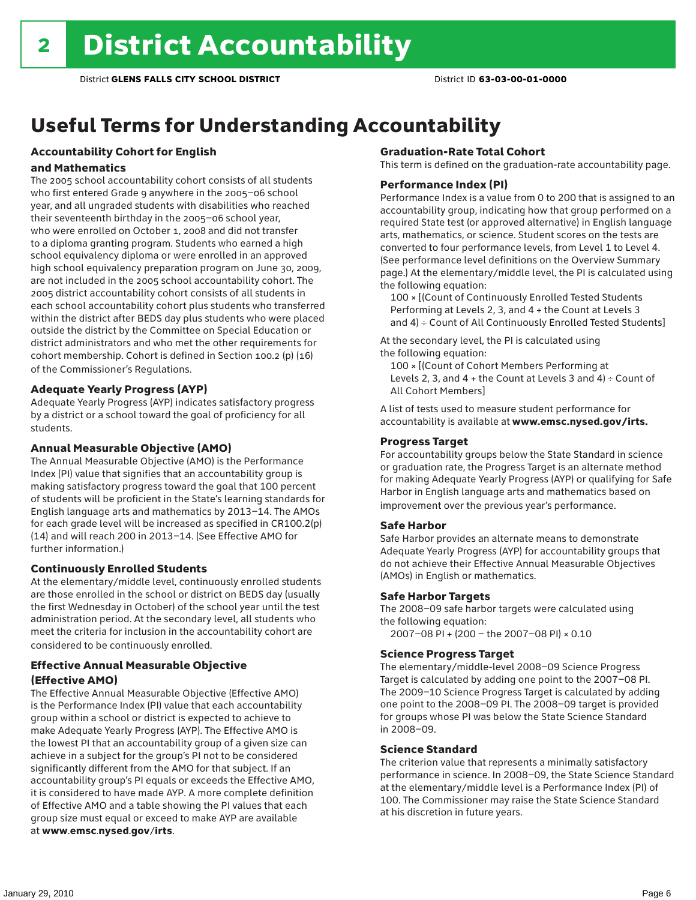# 2 District Accountability

District **GLENS FALLS CITY SCHOOL DISTRICT** District ID **63-03-00-01-0000**

## Useful Terms for Understanding Accountability

### Accountability Cohort for English and Mathematics

The 2005 school accountability cohort consists of all students who first entered Grade 9 anywhere in the 2005–06 school year, and all ungraded students with disabilities who reached their seventeenth birthday in the 2005–06 school year, who were enrolled on October 1, 2008 and did not transfer to a diploma granting program. Students who earned a high school equivalency diploma or were enrolled in an approved high school equivalency preparation program on June 30, 2009, are not included in the 2005 school accountability cohort. The 2005 district accountability cohort consists of all students in each school accountability cohort plus students who transferred within the district after BEDS day plus students who were placed outside the district by the Committee on Special Education or district administrators and who met the other requirements for cohort membership. Cohort is defined in Section 100.2 (p) (16) of the Commissioner's Regulations.

### Adequate Yearly Progress (AYP)

Adequate Yearly Progress (AYP) indicates satisfactory progress by a district or a school toward the goal of proficiency for all students.

### Annual Measurable Objective (AMO)

The Annual Measurable Objective (AMO) is the Performance Index (PI) value that signifies that an accountability group is making satisfactory progress toward the goal that 100 percent of students will be proficient in the State's learning standards for English language arts and mathematics by 2013–14. The AMOs for each grade level will be increased as specified in CR100.2(p)(14) and will reach 200 in 2013–14. (See Effective AMO for further information.)

### Continuously Enrolled Students

At the elementary/middle level, continuously enrolled students are those enrolled in the school or district on BEDS day (usually the first Wednesday in October) of the school year until the test administration period. At the secondary level, all students who meet the criteria for inclusion in the accountability cohort are considered to be continuously enrolled.

### Effective Annual Measurable Objective (Effective AMO)

The Effective Annual Measurable Objective (Effective AMO) is the Performance Index (PI) value that each accountability group within a school or district is expected to achieve to make Adequate Yearly Progress (AYP). The Effective AMO is the lowest PI that an accountability group of a given size can achieve in a subject for the group's PI not to be considered significantly different from the AMO for that subject. If an accountability group's PI equals or exceeds the Effective AMO, it is considered to have made AYP. A more complete definition of Effective AMO and a table showing the PI values that each group size must equal or exceed to make AYP are available at **www.emsc.nysed.gov/irts**.

### Graduation-Rate Total Cohort

This term is defined on the graduation-rate accountability page.

### Performance Index (PI)

Performance Index is a value from 0 to 200 that is assigned to an accountability group, indicating how that group performed on a required State test (or approved alternative) in English language arts, mathematics, or science. Student scores on the tests are converted to four performance levels, from Level 1 to Level 4. (See performance level definitions on the Overview Summary page.) At the elementary/middle level, the PI is calculated using the following equation:

100 × [(Count of Continuously Enrolled Tested Students Performing at Levels 2, 3, and 4 + the Count at Levels 3 and 4) ÷ Count of All Continuously Enrolled Tested Students]

At the secondary level, the PI is calculated using the following equation:

100 × [(Count of Cohort Members Performing at Levels 2, 3, and 4 + the Count at Levels 3 and 4) ÷ Count of All Cohort Members]

A list of tests used to measure student performance for accountability is available at **www.emsc.nysed.gov/irts.**

### Progress Target

For accountability groups below the State Standard in science or graduation rate, the Progress Target is an alternate method for making Adequate Yearly Progress (AYP) or qualifying for Safe Harbor in English language arts and mathematics based on improvement over the previous year's performance.

### Safe Harbor

Safe Harbor provides an alternate means to demonstrate Adequate Yearly Progress (AYP) for accountability groups that do not achieve their Effective Annual Measurable Objectives (AMOs) in English or mathematics.

### Safe Harbor Targets

The 2008–09 safe harbor targets were calculated using the following equation:

2007–08 PI + (200 – the 2007–08 PI) × 0.10

### Science Progress Target

The elementary/middle-level 2008–09 Science Progress Target is calculated by adding one point to the 2007–08 PI. The 2009–10 Science Progress Target is calculated by adding one point to the 2008–09 PI. The 2008–09 target is provided for groups whose PI was below the State Science Standard in 2008–09.

### Science Standard

The criterion value that represents a minimally satisfactory performance in science. In 2008–09, the State Science Standard at the elementary/middle level is a Performance Index (PI) of 100. The Commissioner may raise the State Science Standard at his discretion in future years.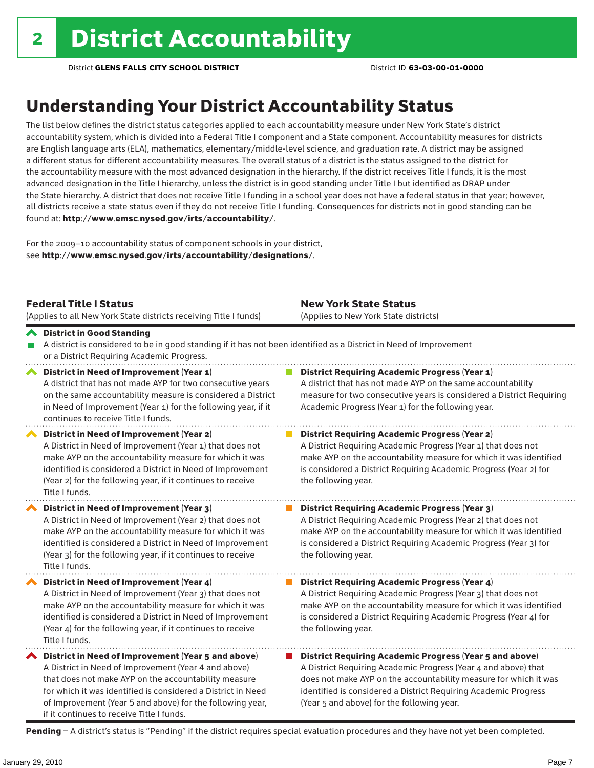# 2 District Accountability

District **GLENS FALLS CITY SCHOOL DISTRICT** District ID **63-03-00-01-0000**

## Understanding Your District Accountability Status

The list below defines the district status categories applied to each accountability measure under New York State's district accountability system, which is divided into a Federal Title I component and a State component. Accountability measures for districts are English language arts (ELA), mathematics, elementary/middle-level science, and graduation rate. A district may be assigned a different status for different accountability measures. The overall status of a district is the status assigned to the district for the accountability measure with the most advanced designation in the hierarchy. If the district receives Title I funds, it is the most advanced designation in the Title I hierarchy, unless the district is in good standing under Title I but identified as DRAP under the State hierarchy. A district that does not receive Title I funding in a school year does not have a federal status in that year; however, all districts receive a state status even if they do not receive Title I funding. Consequences for districts not in good standing can be found at: **http://www.emsc.nysed.gov/irts/accountability/**.

For the 2009–10 accountability status of component schools in your district, see **http://www.emsc.nysed.gov/irts/accountability/designations/**.

| **Federal Title I Status** (Applies to all New York State districts receiving Title I funds) | **New York State Status** (Applies to New York State districts) |
|---|---|
| **District in Good Standing** A district is considered to be in good standing if it has not been identified as a District in Need of Improvement or a District Requiring Academic Progress. | |
| **District in Need of Improvement (Year 1)** A district that has not made AYP for two consecutive years on the same accountability measure is considered a District in Need of Improvement (Year 1) for the following year, if it continues to receive Title I funds. | **District Requiring Academic Progress (Year 1)** A district that has not made AYP on the same accountability measure for two consecutive years is considered a District Requiring Academic Progress (Year 1) for the following year. |
| **District in Need of Improvement (Year 2)** A District in Need of Improvement (Year 1) that does not make AYP on the accountability measure for which it was identified is considered a District in Need of Improvement (Year 2) for the following year, if it continues to receive Title I funds. | **District Requiring Academic Progress (Year 2)** A District Requiring Academic Progress (Year 1) that does not make AYP on the accountability measure for which it was identified is considered a District Requiring Academic Progress (Year 2) for the following year. |
| **District in Need of Improvement (Year 3)** A District in Need of Improvement (Year 2) that does not make AYP on the accountability measure for which it was identified is considered a District in Need of Improvement (Year 3) for the following year, if it continues to receive Title I funds. | **District Requiring Academic Progress (Year 3)** A District Requiring Academic Progress (Year 2) that does not make AYP on the accountability measure for which it was identified is considered a District Requiring Academic Progress (Year 3) for the following year. |
| **District in Need of Improvement (Year 4)** A District in Need of Improvement (Year 3) that does not make AYP on the accountability measure for which it was identified is considered a District in Need of Improvement (Year 4) for the following year, if it continues to receive Title I funds. | **District Requiring Academic Progress (Year 4)** A District Requiring Academic Progress (Year 3) that does not make AYP on the accountability measure for which it was identified is considered a District Requiring Academic Progress (Year 4) for the following year. |
| **District in Need of Improvement (Year 5 and above)** A District in Need of Improvement (Year 4 and above) that does not make AYP on the accountability measure for which it was identified is considered a District in Need of Improvement (Year 5 and above) for the following year, if it continues to receive Title I funds. | **District Requiring Academic Progress (Year 5 and above)** A District Requiring Academic Progress (Year 4 and above) that does not make AYP on the accountability measure for which it was identified is considered a District Requiring Academic Progress (Year 5 and above) for the following year. |

**Pending** – A district's status is "Pending" if the district requires special evaluation procedures and they have not yet been completed.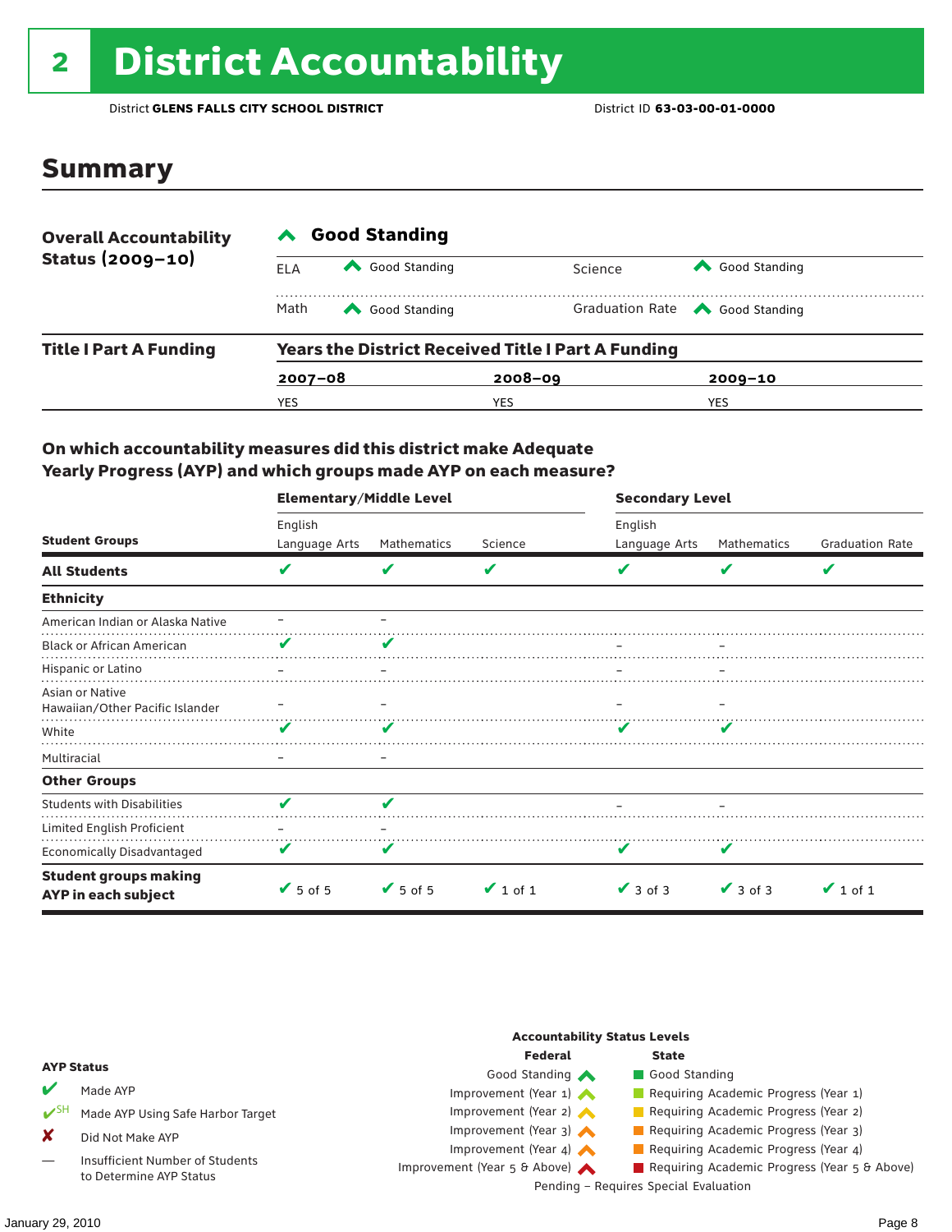# 2 District Accountability

District **GLENS FALLS CITY SCHOOL DISTRICT** District ID **63-03-00-01-0000**

## Summary

| **Overall Accountability Status (2009–10)** | **Good Standing** | | | |
|---|---|---|---|---|
| | ELA | Good Standing | Science | Good Standing |
| | Math | Good Standing | Graduation Rate | Good Standing |

| **Title I Part A Funding** | **Years the District Received Title I Part A Funding** | | |
|---|---|---|---|
| | **2007–08** | **2008–09** | **2009–10** |
| | YES | YES | YES |

### On which accountability measures did this district make Adequate Yearly Progress (AYP) and which groups made AYP on each measure?

| Student Groups | Elementary/Middle Level: English Language Arts | Elementary/Middle Level: Mathematics | Elementary/Middle Level: Science | Secondary Level: English Language Arts | Secondary Level: Mathematics | Secondary Level: Graduation Rate |
|---|---|---|---|---|---|---|
| **All Students** | ✔ | ✔ | ✔ | ✔ | ✔ | ✔ |
| **Ethnicity** | | | | | | |
| American Indian or Alaska Native | – | – | | | | |
| Black or African American | ✔ | ✔ | | – | – | |
| Hispanic or Latino | – | – | | – | – | |
| Asian or Native Hawaiian/Other Pacific Islander | – | – | | – | – | |
| White | ✔ | ✔ | | ✔ | ✔ | |
| Multiracial | – | – | | | | |
| **Other Groups** | | | | | | |
| Students with Disabilities | ✔ | ✔ | | – | – | |
| Limited English Proficient | – | – | | | | |
| Economically Disadvantaged | ✔ | ✔ | | ✔ | ✔ | |
| **Student groups making AYP in each subject** | ✔ 5 of 5 | ✔ 5 of 5 | ✔ 1 of 1 | ✔ 3 of 3 | ✔ 3 of 3 | ✔ 1 of 1 |

**AYP Status**

- ✔ Made AYP
- ✔SH Made AYP Using Safe Harbor Target
- ✘ Did Not Make AYP
- — Insufficient Number of Students to Determine AYP Status

**Accountability Status Levels**

| Federal | State |
|---|---|
| Good Standing | Good Standing |
| Improvement (Year 1) | Requiring Academic Progress (Year 1) |
| Improvement (Year 2) | Requiring Academic Progress (Year 2) |
| Improvement (Year 3) | Requiring Academic Progress (Year 3) |
| Improvement (Year 4) | Requiring Academic Progress (Year 4) |
| Improvement (Year 5 & Above) | Requiring Academic Progress (Year 5 & Above) |

Pending – Requires Special Evaluation

January 29, 2010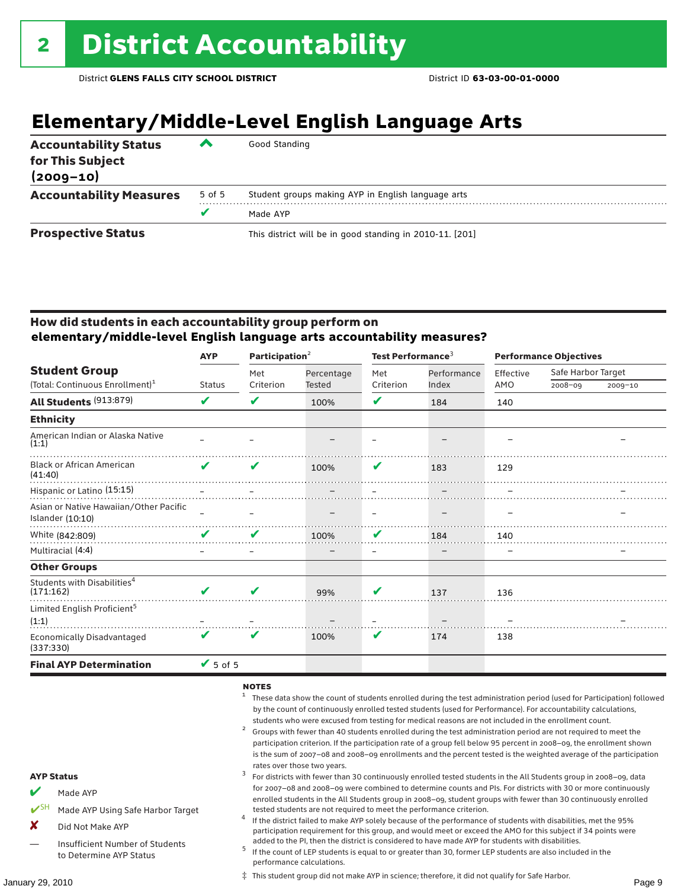# 2 District Accountability

District **GLENS FALLS CITY SCHOOL DISTRICT** District ID **63-03-00-01-0000**

## Elementary/Middle-Level English Language Arts

| | | |
|---|---|---|
| **Accountability Status for This Subject (2009–10)** | ^ | Good Standing |
| **Accountability Measures** | 5 of 5 | Student groups making AYP in English language arts |
| | ✔ | Made AYP |
| **Prospective Status** | | This district will be in good standing in 2010-11. [201] |

### How did students in each accountability group perform on elementary/middle-level English language arts accountability measures?

| Student Group (Total: Continuous Enrollment)[1] | AYP Status | Participation[2] Met Criterion | Participation[2] Percentage Tested | Test Performance[3] Met Criterion | Test Performance[3] Performance Index | Performance Objectives Effective AMO | Safe Harbor Target 2008–09 | Safe Harbor Target 2009–10 |
|---|---|---|---|---|---|---|---|---|
| **All Students** (913:879) | ✔ | ✔ | 100% | ✔ | 184 | 140 | | |
| **Ethnicity** | | | | | | | | |
| American Indian or Alaska Native (1:1) | – | – | – | – | – | – | | – |
| Black or African American (41:40) | ✔ | ✔ | 100% | ✔ | 183 | 129 | | |
| Hispanic or Latino (15:15) | – | – | – | – | – | – | | – |
| Asian or Native Hawaiian/Other Pacific Islander (10:10) | – | – | – | – | – | – | | – |
| White (842:809) | ✔ | ✔ | 100% | ✔ | 184 | 140 | | |
| Multiracial (4:4) | – | – | – | – | – | – | | – |
| **Other Groups** | | | | | | | | |
| Students with Disabilities[4] (171:162) | ✔ | ✔ | 99% | ✔ | 137 | 136 | | |
| Limited English Proficient[5] (1:1) | – | – | – | – | – | – | | – |
| Economically Disadvantaged (337:330) | ✔ | ✔ | 100% | ✔ | 174 | 138 | | |
| **Final AYP Determination** | ✔ 5 of 5 | | | | | | | |

**AYP Status**

- ✔ Made AYP
- ✔SH Made AYP Using Safe Harbor Target
- ✘ Did Not Make AYP
- — Insufficient Number of Students to Determine AYP Status

**NOTES**

1. These data show the count of students enrolled during the test administration period (used for Participation) followed by the count of continuously enrolled tested students (used for Performance). For accountability calculations, students who were excused from testing for medical reasons are not included in the enrollment count.
2. Groups with fewer than 40 students enrolled during the test administration period are not required to meet the participation criterion. If the participation rate of a group fell below 95 percent in 2008–09, the enrollment shown is the sum of 2007–08 and 2008–09 enrollments and the percent tested is the weighted average of the participation rates over those two years.
3. For districts with fewer than 30 continuously enrolled tested students in the All Students group in 2008–09, data for 2007–08 and 2008–09 were combined to determine counts and PIs. For districts with 30 or more continuously enrolled students in the All Students group in 2008–09, student groups with fewer than 30 continuously enrolled tested students are not required to meet the performance criterion.
4. If the district failed to make AYP solely because of the performance of students with disabilities, met the 95% participation requirement for this group, and would meet or exceed the AMO for this subject if 34 points were added to the PI, then the district is considered to have made AYP for students with disabilities.
5. If the count of LEP students is equal to or greater than 30, former LEP students are also included in the performance calculations.

‡ This student group did not make AYP in science; therefore, it did not qualify for Safe Harbor.

January 29, 2010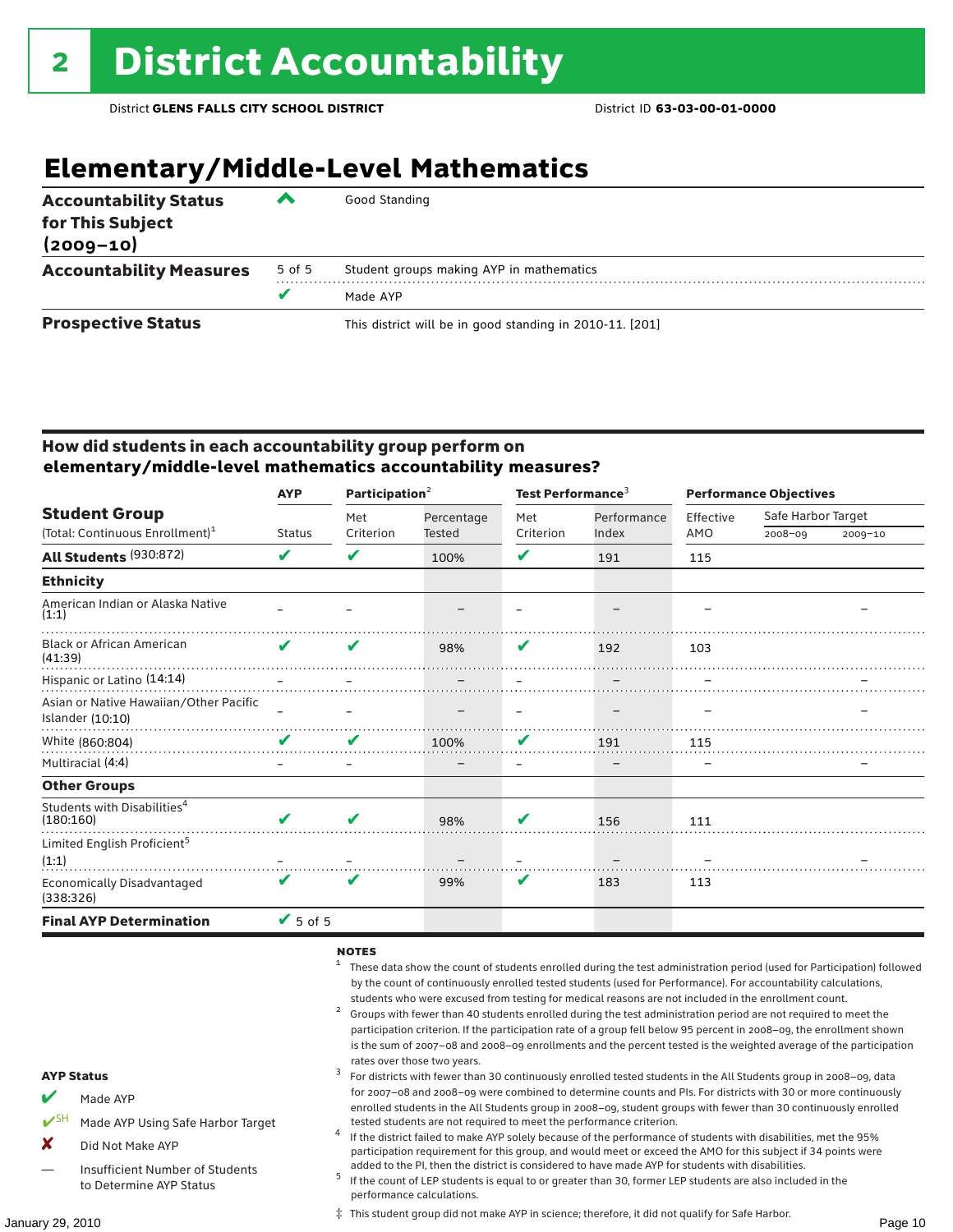# 2 District Accountability

District **GLENS FALLS CITY SCHOOL DISTRICT** District ID **63-03-00-01-0000**

## Elementary/Middle-Level Mathematics

| | | |
|---|---|---|
| **Accountability Status for This Subject (2009–10)** | ^ | Good Standing |
| **Accountability Measures** | 5 of 5 | Student groups making AYP in mathematics |
| | ✔ | Made AYP |
| **Prospective Status** | | This district will be in good standing in 2010-11. [201] |

### How did students in each accountability group perform on elementary/middle-level mathematics accountability measures?

| Student Group (Total: Continuous Enrollment)[1] | AYP | Participation[2] | | Test Performance[3] | | Performance Objectives | | |
|---|---|---|---|---|---|---|---|---|
| | Status | Met Criterion | Percentage Tested | Met Criterion | Performance Index | Effective AMO | Safe Harbor Target 2008–09 | Safe Harbor Target 2009–10 |
| **All Students** (930:872) | ✔ | ✔ | 100% | ✔ | 191 | 115 | | |
| **Ethnicity** | | | | | | | | |
| American Indian or Alaska Native (1:1) | – | – | – | – | – | – | | – |
| Black or African American (41:39) | ✔ | ✔ | 98% | ✔ | 192 | 103 | | |
| Hispanic or Latino (14:14) | – | – | – | – | – | – | | – |
| Asian or Native Hawaiian/Other Pacific Islander (10:10) | – | – | – | – | – | – | | – |
| White (860:804) | ✔ | ✔ | 100% | ✔ | 191 | 115 | | |
| Multiracial (4:4) | – | – | – | – | – | – | | – |
| **Other Groups** | | | | | | | | |
| Students with Disabilities[4] (180:160) | ✔ | ✔ | 98% | ✔ | 156 | 111 | | |
| Limited English Proficient[5] (1:1) | – | – | – | – | – | – | | – |
| Economically Disadvantaged (338:326) | ✔ | ✔ | 99% | ✔ | 183 | 113 | | |
| **Final AYP Determination** | ✔ 5 of 5 | | | | | | | |

**AYP Status**

- ✔ Made AYP
- ✔SH Made AYP Using Safe Harbor Target
- ✘ Did Not Make AYP
- — Insufficient Number of Students to Determine AYP Status

**NOTES**

1 These data show the count of students enrolled during the test administration period (used for Participation) followed by the count of continuously enrolled tested students (used for Performance). For accountability calculations, students who were excused from testing for medical reasons are not included in the enrollment count.

2 Groups with fewer than 40 students enrolled during the test administration period are not required to meet the participation criterion. If the participation rate of a group fell below 95 percent in 2008–09, the enrollment shown is the sum of 2007–08 and 2008–09 enrollments and the percent tested is the weighted average of the participation rates over those two years.

3 For districts with fewer than 30 continuously enrolled tested students in the All Students group in 2008–09, data for 2007–08 and 2008–09 were combined to determine counts and PIs. For districts with 30 or more continuously enrolled students in the All Students group in 2008–09, student groups with fewer than 30 continuously enrolled tested students are not required to meet the performance criterion.

4 If the district failed to make AYP solely because of the performance of students with disabilities, met the 95% participation requirement for this group, and would meet or exceed the AMO for this subject if 34 points were added to the PI, then the district is considered to have made AYP for students with disabilities.

5 If the count of LEP students is equal to or greater than 30, former LEP students are also included in the performance calculations.

‡ This student group did not make AYP in science; therefore, it did not qualify for Safe Harbor.

January 29, 2010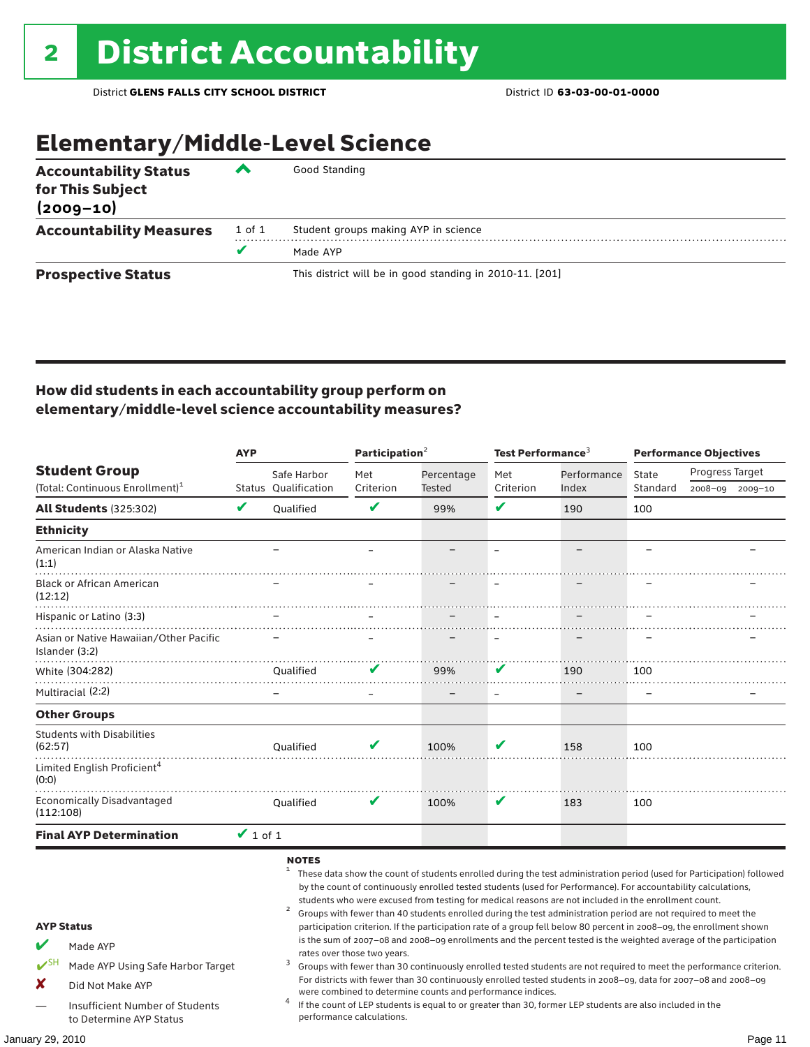# 2 District Accountability

District **GLENS FALLS CITY SCHOOL DISTRICT** District ID **63-03-00-01-0000**

## Elementary/Middle-Level Science

| | | |
|---|---|---|
| **Accountability Status for This Subject (2009–10)** | ^ | Good Standing |
| **Accountability Measures** | 1 of 1 | Student groups making AYP in science |
| | ✔ | Made AYP |
| **Prospective Status** | | This district will be in good standing in 2010-11. [201] |

### How did students in each accountability group perform on elementary/middle-level science accountability measures?

| Student Group (Total: Continuous Enrollment)[1] | AYP | | Participation[2] | | Test Performance[3] | | Performance Objectives | | |
|---|---|---|---|---|---|---|---|---|---|
| | Status | Safe Harbor Qualification | Met Criterion | Percentage Tested | Met Criterion | Performance Index | State Standard | Progress Target 2008–09 | Progress Target 2009–10 |
| **All Students** (325:302) | ✔ | Qualified | ✔ | 99% | ✔ | 190 | 100 | | |
| **Ethnicity** | | | | | | | | | |
| American Indian or Alaska Native (1:1) | | – | – | – | – | – | – | | – |
| Black or African American (12:12) | | – | – | – | – | – | – | | – |
| Hispanic or Latino (3:3) | | – | – | – | – | – | – | | – |
| Asian or Native Hawaiian/Other Pacific Islander (3:2) | | – | – | – | – | – | – | | – |
| White (304:282) | | Qualified | ✔ | 99% | ✔ | 190 | 100 | | |
| Multiracial (2:2) | | – | – | – | – | – | – | | – |
| **Other Groups** | | | | | | | | | |
| Students with Disabilities (62:57) | | Qualified | ✔ | 100% | ✔ | 158 | 100 | | |
| Limited English Proficient[4] (0:0) | | | | | | | | | |
| Economically Disadvantaged (112:108) | | Qualified | ✔ | 100% | ✔ | 183 | 100 | | |
| **Final AYP Determination** | ✔ 1 of 1 | | | | | | | | |

**AYP Status**

- ✔ Made AYP
- ✔SH Made AYP Using Safe Harbor Target
- ✘ Did Not Make AYP
- — Insufficient Number of Students to Determine AYP Status

**NOTES**

1. These data show the count of students enrolled during the test administration period (used for Participation) followed by the count of continuously enrolled tested students (used for Performance). For accountability calculations, students who were excused from testing for medical reasons are not included in the enrollment count.
2. Groups with fewer than 40 students enrolled during the test administration period are not required to meet the participation criterion. If the participation rate of a group fell below 80 percent in 2008–09, the enrollment shown is the sum of 2007–08 and 2008–09 enrollments and the percent tested is the weighted average of the participation rates over those two years.
3. Groups with fewer than 30 continuously enrolled tested students are not required to meet the performance criterion. For districts with fewer than 30 continuously enrolled tested students in 2008–09, data for 2007–08 and 2008–09 were combined to determine counts and performance indices.
4. If the count of LEP students is equal to or greater than 30, former LEP students are also included in the performance calculations.

January 29, 2010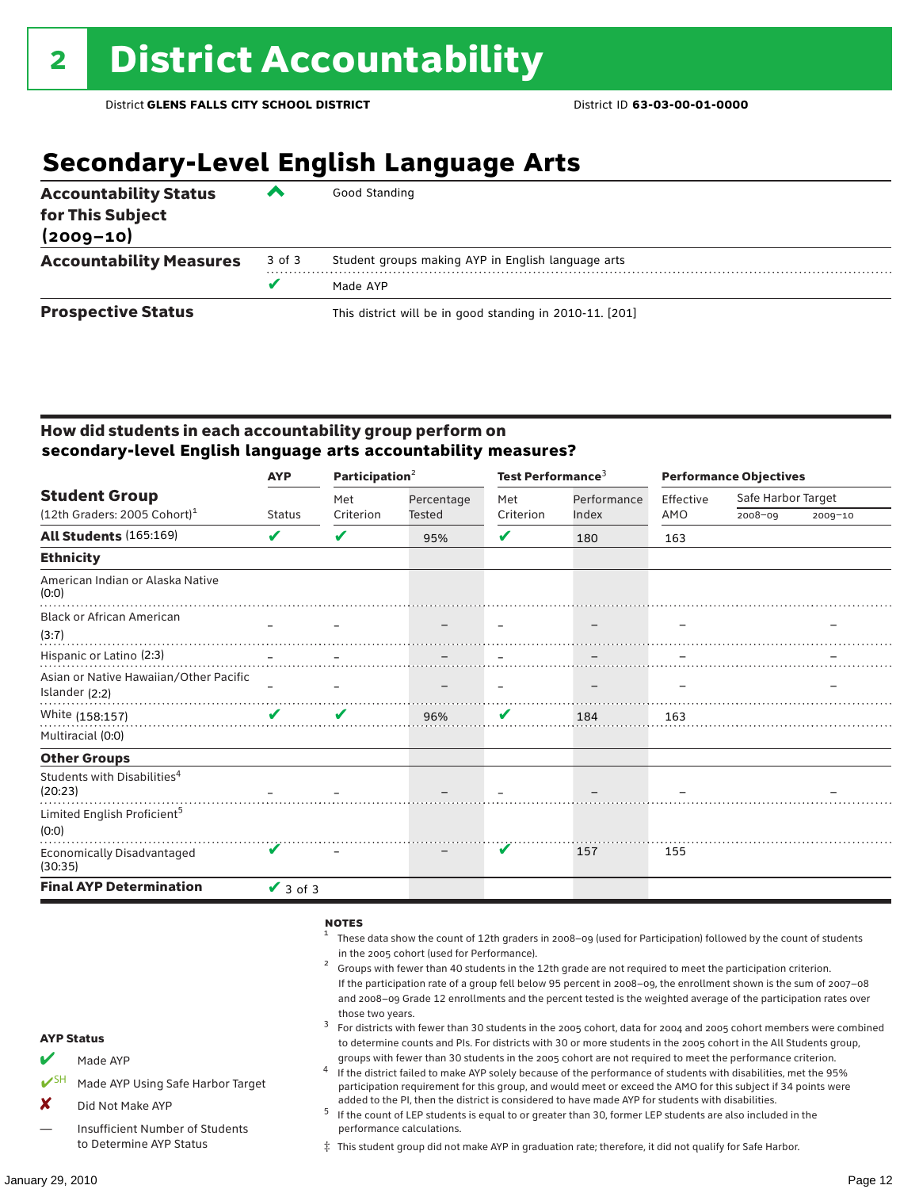# 2 District Accountability

District **GLENS FALLS CITY SCHOOL DISTRICT** District ID **63-03-00-01-0000**

## Secondary-Level English Language Arts

| | | |
|---|---|---|
| **Accountability Status for This Subject (2009–10)** | ^ | Good Standing |
| **Accountability Measures** | 3 of 3 | Student groups making AYP in English language arts |
| | ✔ | Made AYP |
| **Prospective Status** | | This district will be in good standing in 2010-11. [201] |

### How did students in each accountability group perform on secondary-level English language arts accountability measures?

| Student Group (12th Graders: 2005 Cohort)[1] | AYP Status | Participation[2] Met Criterion | Participation[2] Percentage Tested | Test Performance[3] Met Criterion | Test Performance[3] Performance Index | Performance Objectives Effective AMO | Safe Harbor Target 2008–09 | Safe Harbor Target 2009–10 |
|---|---|---|---|---|---|---|---|---|
| **All Students** (165:169) | ✔ | ✔ | 95% | ✔ | 180 | 163 | | |
| **Ethnicity** | | | | | | | | |
| American Indian or Alaska Native (0:0) | | | | | | | | |
| Black or African American (3:7) | – | – | – | – | – | – | | – |
| Hispanic or Latino (2:3) | – | – | – | – | – | – | | – |
| Asian or Native Hawaiian/Other Pacific Islander (2:2) | – | – | – | – | – | – | | – |
| White (158:157) | ✔ | ✔ | 96% | ✔ | 184 | 163 | | |
| Multiracial (0:0) | | | | | | | | |
| **Other Groups** | | | | | | | | |
| Students with Disabilities[4] (20:23) | – | – | – | – | – | – | | – |
| Limited English Proficient[5] (0:0) | | | | | | | | |
| Economically Disadvantaged (30:35) | ✔ | – | – | ✔ | 157 | 155 | | |
| **Final AYP Determination** | ✔ 3 of 3 | | | | | | | |

**NOTES**

1. These data show the count of 12th graders in 2008–09 (used for Participation) followed by the count of students in the 2005 cohort (used for Performance).
2. Groups with fewer than 40 students in the 12th grade are not required to meet the participation criterion. If the participation rate of a group fell below 95 percent in 2008–09, the enrollment shown is the sum of 2007–08 and 2008–09 Grade 12 enrollments and the percent tested is the weighted average of the participation rates over those two years.
3. For districts with fewer than 30 students in the 2005 cohort, data for 2004 and 2005 cohort members were combined to determine counts and PIs. For districts with 30 or more students in the 2005 cohort in the All Students group, groups with fewer than 30 students in the 2005 cohort are not required to meet the performance criterion.
4. If the district failed to make AYP solely because of the performance of students with disabilities, met the 95% participation requirement for this group, and would meet or exceed the AMO for this subject if 34 points were added to the PI, then the district is considered to have made AYP for students with disabilities.
5. If the count of LEP students is equal to or greater than 30, former LEP students are also included in the performance calculations.

‡ This student group did not make AYP in graduation rate; therefore, it did not qualify for Safe Harbor.

**AYP Status**

- ✔ Made AYP
- ✔SH Made AYP Using Safe Harbor Target
- ✘ Did Not Make AYP
- — Insufficient Number of Students to Determine AYP Status

January 29, 2010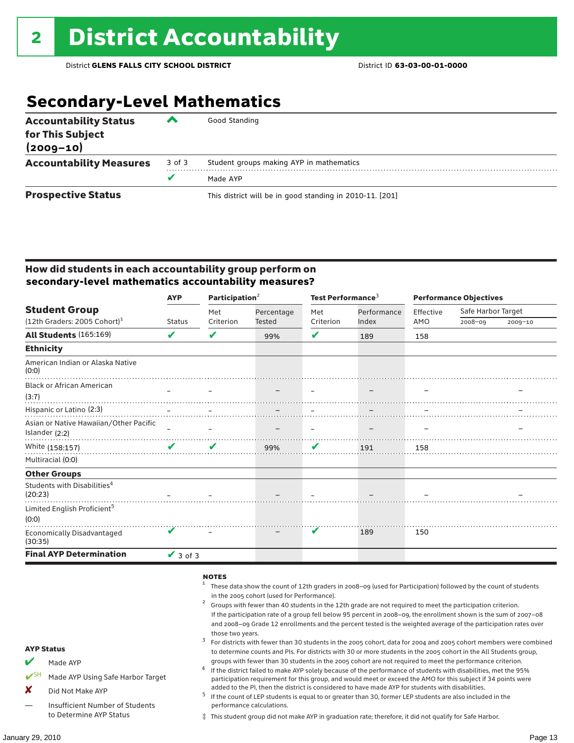# 2 District Accountability

District **GLENS FALLS CITY SCHOOL DISTRICT** District ID **63-03-00-01-0000**

## Secondary-Level Mathematics

| | | |
|---|---|---|
| **Accountability Status for This Subject (2009–10)** | ^ | Good Standing |
| **Accountability Measures** | 3 of 3 | Student groups making AYP in mathematics |
| | ✔ | Made AYP |
| **Prospective Status** | | This district will be in good standing in 2010-11. [201] |

### How did students in each accountability group perform on secondary-level mathematics accountability measures?

| Student Group (12th Graders: 2005 Cohort)[1] | AYP Status | Participation[2] Met Criterion | Participation[2] Percentage Tested | Test Performance[3] Met Criterion | Test Performance[3] Performance Index | Performance Objectives Effective AMO | Safe Harbor Target 2008–09 | Safe Harbor Target 2009–10 |
|---|---|---|---|---|---|---|---|---|
| **All Students** (165:169) | ✔ | ✔ | 99% | ✔ | 189 | 158 | | |
| **Ethnicity** | | | | | | | | |
| American Indian or Alaska Native (0:0) | | | | | | | | |
| Black or African American (3:7) | – | – | – | – | – | – | | – |
| Hispanic or Latino (2:3) | – | – | – | – | – | – | | – |
| Asian or Native Hawaiian/Other Pacific Islander (2:2) | – | – | – | – | – | – | | – |
| White (158:157) | ✔ | ✔ | 99% | ✔ | 191 | 158 | | |
| Multiracial (0:0) | | | | | | | | |
| **Other Groups** | | | | | | | | |
| Students with Disabilities[4] (20:23) | – | – | – | – | – | – | | – |
| Limited English Proficient[5] (0:0) | | | | | | | | |
| Economically Disadvantaged (30:35) | ✔ | – | – | ✔ | 189 | 150 | | |
| **Final AYP Determination** | ✔ 3 of 3 | | | | | | | |

**AYP Status**

- ✔ Made AYP
- ✔SH Made AYP Using Safe Harbor Target
- ✘ Did Not Make AYP
- — Insufficient Number of Students to Determine AYP Status

**NOTES**

1. These data show the count of 12th graders in 2008–09 (used for Participation) followed by the count of students in the 2005 cohort (used for Performance).
2. Groups with fewer than 40 students in the 12th grade are not required to meet the participation criterion. If the participation rate of a group fell below 95 percent in 2008–09, the enrollment shown is the sum of 2007–08 and 2008–09 Grade 12 enrollments and the percent tested is the weighted average of the participation rates over those two years.
3. For districts with fewer than 30 students in the 2005 cohort, data for 2004 and 2005 cohort members were combined to determine counts and PIs. For districts with 30 or more students in the 2005 cohort in the All Students group, groups with fewer than 30 students in the 2005 cohort are not required to meet the performance criterion.
4. If the district failed to make AYP solely because of the performance of students with disabilities, met the 95% participation requirement for this group, and would meet or exceed the AMO for this subject if 34 points were added to the PI, then the district is considered to have made AYP for students with disabilities.
5. If the count of LEP students is equal to or greater than 30, former LEP students are also included in the performance calculations.

‡ This student group did not make AYP in graduation rate; therefore, it did not qualify for Safe Harbor.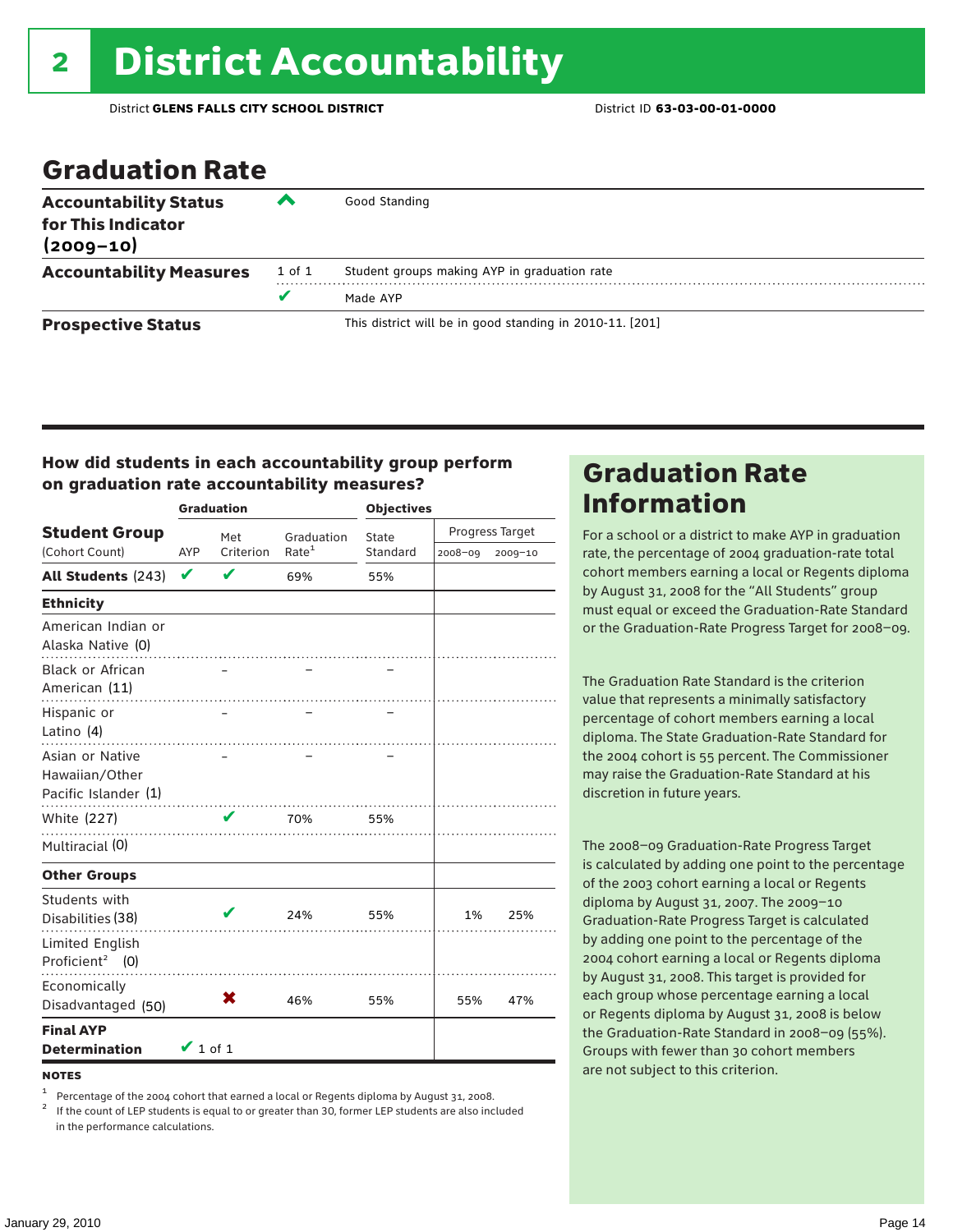# 2 District Accountability

District **GLENS FALLS CITY SCHOOL DISTRICT** District ID **63-03-00-01-0000**

## Graduation Rate

| | | |
|---|---|---|
| **Accountability Status for This Indicator (2009–10)** | ^ | Good Standing |
| **Accountability Measures** | 1 of 1 | Student groups making AYP in graduation rate |
| | ✔ | Made AYP |
| **Prospective Status** | | This district will be in good standing in 2010-11. [201] |

### How did students in each accountability group perform on graduation rate accountability measures?

| Student Group (Cohort Count) | Graduation AYP | Met Criterion | Graduation Rate[1] | Objectives State Standard | Progress Target 2008–09 | Progress Target 2009–10 |
|---|---|---|---|---|---|---|
| **All Students** (243) | ✔ | ✔ | 69% | 55% | | |
| **Ethnicity** | | | | | | |
| American Indian or Alaska Native (0) | | | | | | |
| Black or African American (11) | | – | – | – | | |
| Hispanic or Latino (4) | | – | – | – | | |
| Asian or Native Hawaiian/Other Pacific Islander (1) | | – | – | – | | |
| White (227) | | ✔ | 70% | 55% | | |
| Multiracial (0) | | | | | | |
| **Other Groups** | | | | | | |
| Students with Disabilities (38) | | ✔ | 24% | 55% | 1% | 25% |
| Limited English Proficient[2] (0) | | | | | | |
| Economically Disadvantaged (50) | | ✖ | 46% | 55% | 55% | 47% |
| **Final AYP Determination** | ✔ 1 of 1 | | | | | |

**NOTES**

[1] Percentage of the 2004 cohort that earned a local or Regents diploma by August 31, 2008.

[2] If the count of LEP students is equal to or greater than 30, former LEP students are also included in the performance calculations.

## Graduation Rate Information

For a school or a district to make AYP in graduation rate, the percentage of 2004 graduation-rate total cohort members earning a local or Regents diploma by August 31, 2008 for the "All Students" group must equal or exceed the Graduation-Rate Standard or the Graduation-Rate Progress Target for 2008–09.

The Graduation Rate Standard is the criterion value that represents a minimally satisfactory percentage of cohort members earning a local diploma. The State Graduation-Rate Standard for the 2004 cohort is 55 percent. The Commissioner may raise the Graduation-Rate Standard at his discretion in future years.

The 2008–09 Graduation-Rate Progress Target is calculated by adding one point to the percentage of the 2003 cohort earning a local or Regents diploma by August 31, 2007. The 2009–10 Graduation-Rate Progress Target is calculated by adding one point to the percentage of the 2004 cohort earning a local or Regents diploma by August 31, 2008. This target is provided for each group whose percentage earning a local or Regents diploma by August 31, 2008 is below the Graduation-Rate Standard in 2008–09 (55%). Groups with fewer than 30 cohort members are not subject to this criterion.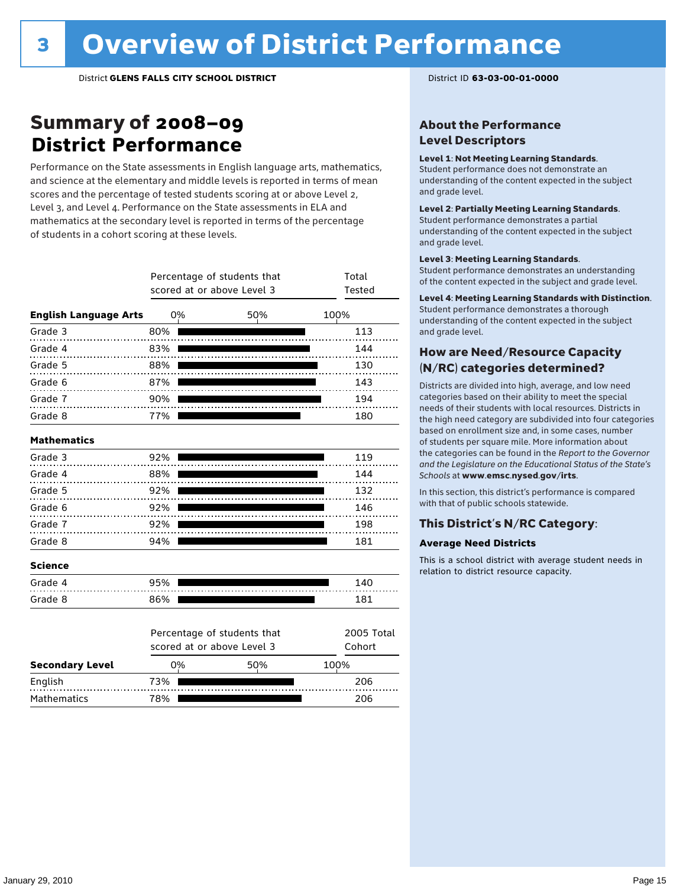# 3 Overview of District Performance

District **GLENS FALLS CITY SCHOOL DISTRICT**

District ID **63-03-00-01-0000**

## Summary of 2008–09 District Performance

Performance on the State assessments in English language arts, mathematics, and science at the elementary and middle levels is reported in terms of mean scores and the percentage of tested students scoring at or above Level 2, Level 3, and Level 4. Performance on the State assessments in ELA and mathematics at the secondary level is reported in terms of the percentage of students in a cohort scoring at these levels.

| | Percentage of students that scored at or above Level 3 | Total Tested |
|---|---|---|
| **English Language Arts** | | |
| Grade 3 | 80% | 113 |
| Grade 4 | 83% | 144 |
| Grade 5 | 88% | 130 |
| Grade 6 | 87% | 143 |
| Grade 7 | 90% | 194 |
| Grade 8 | 77% | 180 |
| **Mathematics** | | |
| Grade 3 | 92% | 119 |
| Grade 4 | 88% | 144 |
| Grade 5 | 92% | 132 |
| Grade 6 | 92% | 146 |
| Grade 7 | 92% | 198 |
| Grade 8 | 94% | 181 |
| **Science** | | |
| Grade 4 | 95% | 140 |
| Grade 8 | 86% | 181 |

| **Secondary Level** | Percentage of students that scored at or above Level 3 | 2005 Total Cohort |
|---|---|---|
| English | 73% | 206 |
| Mathematics | 78% | 206 |

## About the Performance Level Descriptors

**Level 1**: **Not Meeting Learning Standards**. Student performance does not demonstrate an understanding of the content expected in the subject and grade level.

**Level 2**: **Partially Meeting Learning Standards**. Student performance demonstrates a partial understanding of the content expected in the subject and grade level.

**Level 3**: **Meeting Learning Standards**. Student performance demonstrates an understanding of the content expected in the subject and grade level.

**Level 4**: **Meeting Learning Standards with Distinction**. Student performance demonstrates a thorough understanding of the content expected in the subject and grade level.

## How are Need/Resource Capacity (N/RC) categories determined?

Districts are divided into high, average, and low need categories based on their ability to meet the special needs of their students with local resources. Districts in the high need category are subdivided into four categories based on enrollment size and, in some cases, number of students per square mile. More information about the categories can be found in the *Report to the Governor and the Legislature on the Educational Status of the State's Schools* at **www.emsc.nysed.gov/irts**.

In this section, this district's performance is compared with that of public schools statewide.

## This District's N/RC Category:

**Average Need Districts**

This is a school district with average student needs in relation to district resource capacity.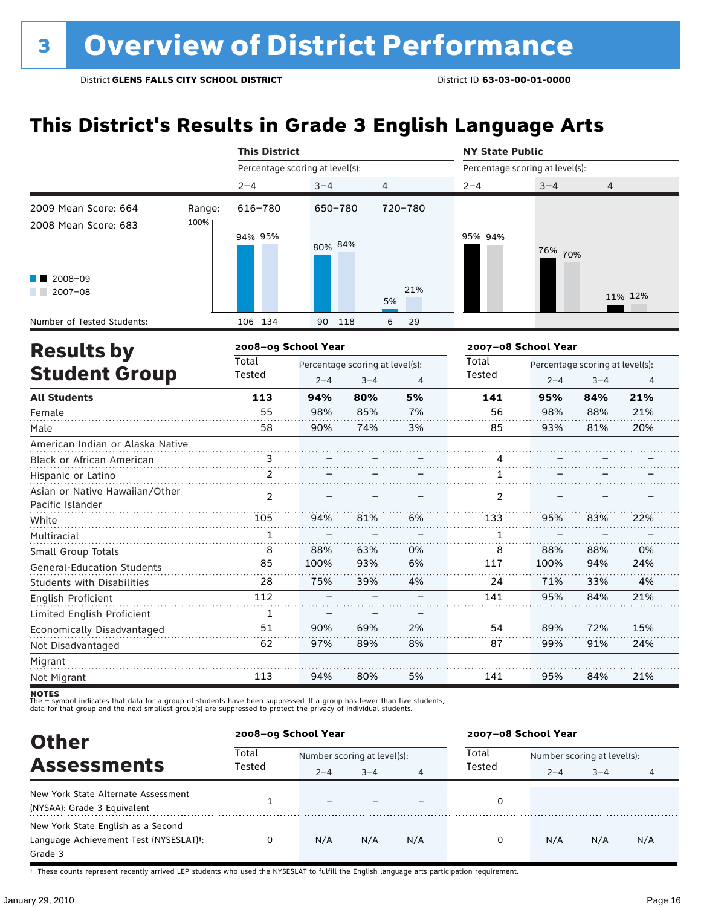# 3 Overview of District Performance

District **GLENS FALLS CITY SCHOOL DISTRICT** District ID **63-03-00-01-0000**

## This District's Results in Grade 3 English Language Arts

| | | This District | | | NY State Public | | |
|---|---|---|---|---|---|---|---|
| | | Percentage scoring at level(s): | | | Percentage scoring at level(s): | | |
| | | 2–4 | 3–4 | 4 | 2–4 | 3–4 | 4 |
| 2009 Mean Score: 664 | Range: | 616–780 | 650–780 | 720–780 | | | |
| 2008 Mean Score: 683 | | | | | | | |
| 2008–09 | | 94% | 80% | 5% | 95% | 76% | 11% |
| 2007–08 | | 95% | 84% | 21% | 94% | 70% | 12% |
| Number of Tested Students: | | 106 134 | 90 118 | 6 29 | | | |

## Results by Student Group

| | 2008–09 School Year | | | | 2007–08 School Year | | | |
|---|---|---|---|---|---|---|---|---|
| | Total Tested | Percentage scoring at level(s): | | | Total Tested | Percentage scoring at level(s): | | |
| | | 2–4 | 3–4 | 4 | | 2–4 | 3–4 | 4 |
| **All Students** | **113** | **94%** | **80%** | **5%** | **141** | **95%** | **84%** | **21%** |
| Female | 55 | 98% | 85% | 7% | 56 | 98% | 88% | 21% |
| Male | 58 | 90% | 74% | 3% | 85 | 93% | 81% | 20% |
| American Indian or Alaska Native | | | | | | | | |
| Black or African American | 3 | – | – | – | 4 | – | – | – |
| Hispanic or Latino | 2 | – | – | – | 1 | – | – | – |
| Asian or Native Hawaiian/Other Pacific Islander | 2 | – | – | – | 2 | – | – | – |
| White | 105 | 94% | 81% | 6% | 133 | 95% | 83% | 22% |
| Multiracial | 1 | – | – | – | 1 | – | – | – |
| Small Group Totals | 8 | 88% | 63% | 0% | 8 | 88% | 88% | 0% |
| General-Education Students | 85 | 100% | 93% | 6% | 117 | 100% | 94% | 24% |
| Students with Disabilities | 28 | 75% | 39% | 4% | 24 | 71% | 33% | 4% |
| English Proficient | 112 | – | – | – | 141 | 95% | 84% | 21% |
| Limited English Proficient | 1 | – | – | – | | | | |
| Economically Disadvantaged | 51 | 90% | 69% | 2% | 54 | 89% | 72% | 15% |
| Not Disadvantaged | 62 | 97% | 89% | 8% | 87 | 99% | 91% | 24% |
| Migrant | | | | | | | | |
| Not Migrant | 113 | 94% | 80% | 5% | 141 | 95% | 84% | 21% |

**NOTES**
The – symbol indicates that data for a group of students have been suppressed. If a group has fewer than five students, data for that group and the next smallest group(s) are suppressed to protect the privacy of individual students.

## Other Assessments

| | 2008–09 School Year | | | | 2007–08 School Year | | | |
|---|---|---|---|---|---|---|---|---|
| | Total Tested | Number scoring at level(s): | | | Total Tested | Number scoring at level(s): | | |
| | | 2–4 | 3–4 | 4 | | 2–4 | 3–4 | 4 |
| New York State Alternate Assessment (NYSAA): Grade 3 Equivalent | 1 | – | – | – | 0 | | | |
| New York State English as a Second Language Achievement Test (NYSESLAT)†: Grade 3 | 0 | N/A | N/A | N/A | 0 | N/A | N/A | N/A |

† These counts represent recently arrived LEP students who used the NYSESLAT to fulfill the English language arts participation requirement.

January 29, 2010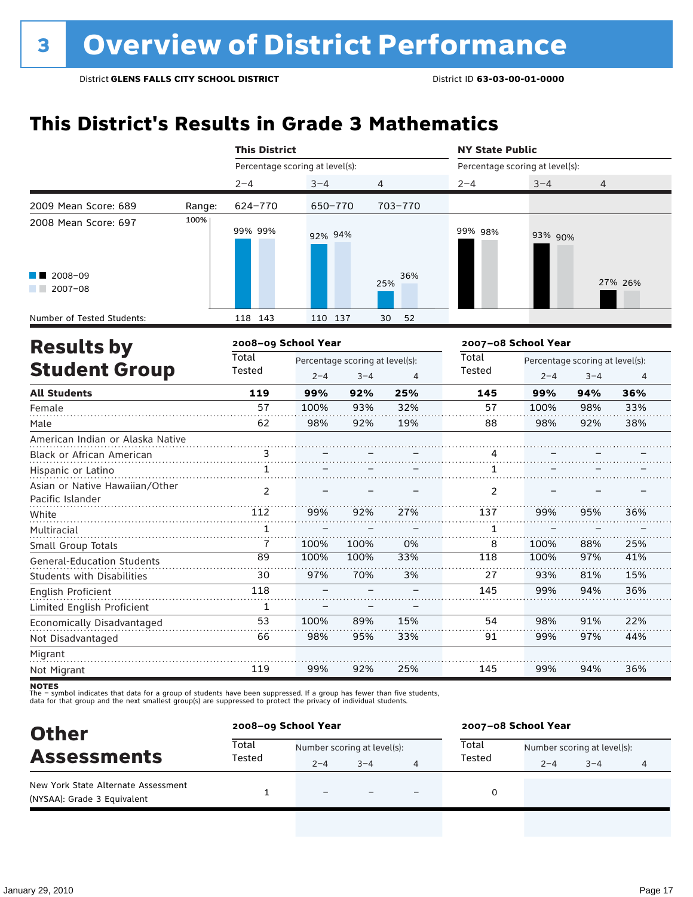# 3 Overview of District Performance

District **GLENS FALLS CITY SCHOOL DISTRICT** District ID **63-03-00-01-0000**

## This District's Results in Grade 3 Mathematics

| | | This District | | | NY State Public | | |
|---|---|---|---|---|---|---|---|
| | | Percentage scoring at level(s): | | | Percentage scoring at level(s): | | |
| | | 2–4 | 3–4 | 4 | 2–4 | 3–4 | 4 |
| 2009 Mean Score: 689 | Range: | 624–770 | 650–770 | 703–770 | | | |
| 2008 Mean Score: 697 | | | | | | | |
| 2008–09 | | 99% | 92% | 25% | 99% | 93% | 27% |
| 2007–08 | | 99% | 94% | 36% | 98% | 90% | 26% |
| Number of Tested Students: 2008–09 | | 118 | 110 | 30 | | | |
| Number of Tested Students: 2007–08 | | 143 | 137 | 52 | | | |

## Results by Student Group

| | 2008–09 School Year | | | | 2007–08 School Year | | | |
|---|---|---|---|---|---|---|---|---|
| | Total Tested | Percentage scoring at level(s): | | | Total Tested | Percentage scoring at level(s): | | |
| | | 2–4 | 3–4 | 4 | | 2–4 | 3–4 | 4 |
| **All Students** | **119** | **99%** | **92%** | **25%** | **145** | **99%** | **94%** | **36%** |
| Female | 57 | 100% | 93% | 32% | 57 | 100% | 98% | 33% |
| Male | 62 | 98% | 92% | 19% | 88 | 98% | 92% | 38% |
| American Indian or Alaska Native | | | | | | | | |
| Black or African American | 3 | – | – | – | 4 | – | – | – |
| Hispanic or Latino | 1 | – | – | – | 1 | – | – | – |
| Asian or Native Hawaiian/Other Pacific Islander | 2 | – | – | – | 2 | – | – | – |
| White | 112 | 99% | 92% | 27% | 137 | 99% | 95% | 36% |
| Multiracial | 1 | – | – | – | 1 | – | – | – |
| Small Group Totals | 7 | 100% | 100% | 0% | 8 | 100% | 88% | 25% |
| General-Education Students | 89 | 100% | 100% | 33% | 118 | 100% | 97% | 41% |
| Students with Disabilities | 30 | 97% | 70% | 3% | 27 | 93% | 81% | 15% |
| English Proficient | 118 | – | – | – | 145 | 99% | 94% | 36% |
| Limited English Proficient | 1 | – | – | – | | | | |
| Economically Disadvantaged | 53 | 100% | 89% | 15% | 54 | 98% | 91% | 22% |
| Not Disadvantaged | 66 | 98% | 95% | 33% | 91 | 99% | 97% | 44% |
| Migrant | | | | | | | | |
| Not Migrant | 119 | 99% | 92% | 25% | 145 | 99% | 94% | 36% |

**NOTES**
The – symbol indicates that data for a group of students have been suppressed. If a group has fewer than five students, data for that group and the next smallest group(s) are suppressed to protect the privacy of individual students.

## Other Assessments

| | 2008–09 School Year | | | | 2007–08 School Year | | | |
|---|---|---|---|---|---|---|---|---|
| | Total Tested | Number scoring at level(s): | | | Total Tested | Number scoring at level(s): | | |
| | | 2–4 | 3–4 | 4 | | 2–4 | 3–4 | 4 |
| New York State Alternate Assessment (NYSAA): Grade 3 Equivalent | 1 | – | – | – | 0 | | | |

January 29, 2010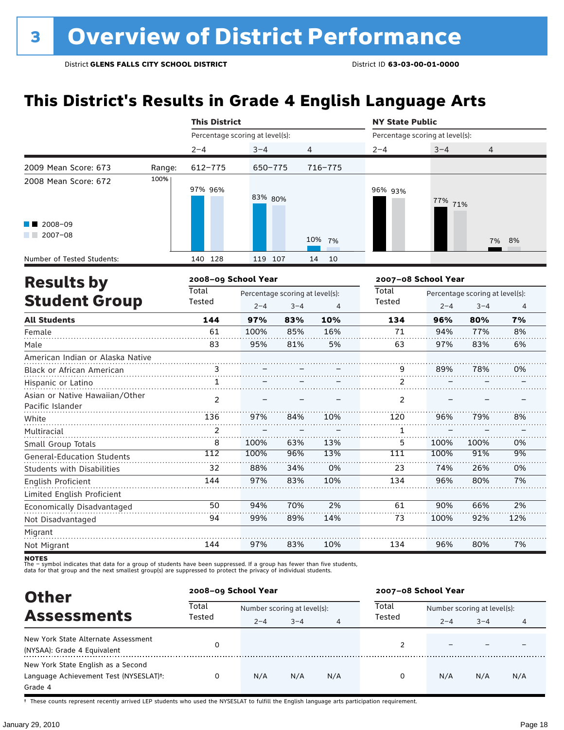# 3 Overview of District Performance

District **GLENS FALLS CITY SCHOOL DISTRICT** District ID **63-03-00-01-0000**

## This District's Results in Grade 4 English Language Arts

| | | This District | | | NY State Public | | |
|---|---|---|---|---|---|---|---|
| | | Percentage scoring at level(s): | | | Percentage scoring at level(s): | | |
| | | 2–4 | 3–4 | 4 | 2–4 | 3–4 | 4 |
| 2009 Mean Score: 673 | Range: | 612–775 | 650–775 | 716–775 | | | |
| 2008 Mean Score: 672 | 2008–09 | 97% | 83% | 10% | 96% | 77% | 7% |
| | 2007–08 | 96% | 80% | 7% | 93% | 71% | 8% |
| Number of Tested Students: | 2008–09 | 140 | 119 | 14 | | | |
| | 2007–08 | 128 | 107 | 10 | | | |

## Results by Student Group

| | 2008–09 School Year | | | | 2007–08 School Year | | | |
|---|---|---|---|---|---|---|---|---|
| | Total Tested | Percentage scoring at level(s): 2–4 | 3–4 | 4 | Total Tested | Percentage scoring at level(s): 2–4 | 3–4 | 4 |
| **All Students** | **144** | **97%** | **83%** | **10%** | **134** | **96%** | **80%** | **7%** |
| Female | 61 | 100% | 85% | 16% | 71 | 94% | 77% | 8% |
| Male | 83 | 95% | 81% | 5% | 63 | 97% | 83% | 6% |
| American Indian or Alaska Native | | | | | | | | |
| Black or African American | 3 | – | – | – | 9 | 89% | 78% | 0% |
| Hispanic or Latino | 1 | – | – | – | 2 | – | – | – |
| Asian or Native Hawaiian/Other Pacific Islander | 2 | – | – | – | 2 | – | – | – |
| White | 136 | 97% | 84% | 10% | 120 | 96% | 79% | 8% |
| Multiracial | 2 | – | – | – | 1 | – | – | – |
| Small Group Totals | 8 | 100% | 63% | 13% | 5 | 100% | 100% | 0% |
| General-Education Students | 112 | 100% | 96% | 13% | 111 | 100% | 91% | 9% |
| Students with Disabilities | 32 | 88% | 34% | 0% | 23 | 74% | 26% | 0% |
| English Proficient | 144 | 97% | 83% | 10% | 134 | 96% | 80% | 7% |
| Limited English Proficient | | | | | | | | |
| Economically Disadvantaged | 50 | 94% | 70% | 2% | 61 | 90% | 66% | 2% |
| Not Disadvantaged | 94 | 99% | 89% | 14% | 73 | 100% | 92% | 12% |
| Migrant | | | | | | | | |
| Not Migrant | 144 | 97% | 83% | 10% | 134 | 96% | 80% | 7% |

**NOTES**
The – symbol indicates that data for a group of students have been suppressed. If a group has fewer than five students, data for that group and the next smallest group(s) are suppressed to protect the privacy of individual students.

## Other Assessments

| | 2008–09 School Year | | | | 2007–08 School Year | | | |
|---|---|---|---|---|---|---|---|---|
| | Total Tested | Number scoring at level(s): 2–4 | 3–4 | 4 | Total Tested | Number scoring at level(s): 2–4 | 3–4 | 4 |
| New York State Alternate Assessment (NYSAA): Grade 4 Equivalent | 0 | | | | 2 | – | – | – |
| New York State English as a Second Language Achievement Test (NYSESLAT)†: Grade 4 | 0 | N/A | N/A | N/A | 0 | N/A | N/A | N/A |

† These counts represent recently arrived LEP students who used the NYSESLAT to fulfill the English language arts participation requirement.

January 29, 2010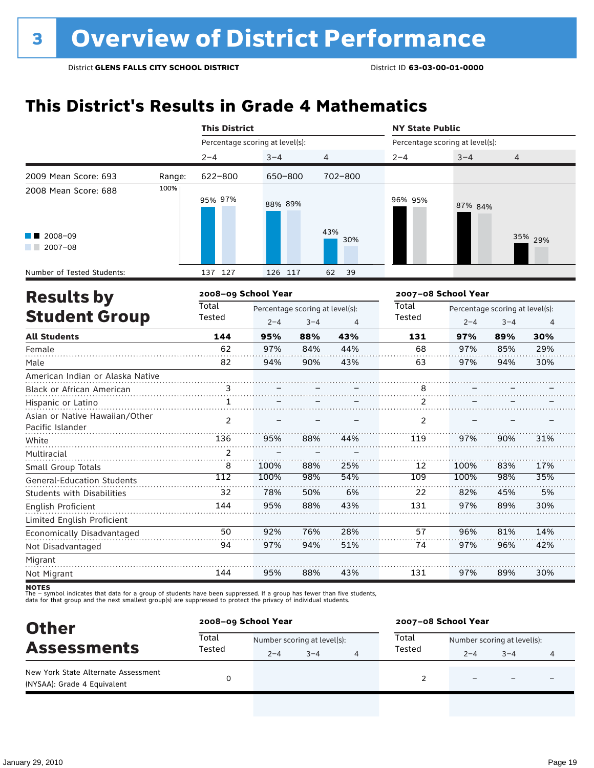# 3 Overview of District Performance

District **GLENS FALLS CITY SCHOOL DISTRICT** District ID **63-03-00-01-0000**

## This District's Results in Grade 4 Mathematics

| | | This District | | | NY State Public | | |
|---|---|---|---|---|---|---|---|
| | | Percentage scoring at level(s): | | | Percentage scoring at level(s): | | |
| | | 2–4 | 3–4 | 4 | 2–4 | 3–4 | 4 |
| 2009 Mean Score: 693 | Range: | 622–800 | 650–800 | 702–800 | | | |
| 2008 Mean Score: 688 | | | | | | | |
| 2008–09 | | 95% | 88% | 43% | 96% | 87% | 35% |
| 2007–08 | | 97% | 89% | 30% | 95% | 84% | 29% |
| Number of Tested Students: | | 137 127 | 126 117 | 62 39 | | | |

## Results by Student Group

| | 2008–09 School Year | | | | 2007–08 School Year | | | |
|---|---|---|---|---|---|---|---|---|
| | Total Tested | Percentage scoring at level(s): 2–4 | 3–4 | 4 | Total Tested | Percentage scoring at level(s): 2–4 | 3–4 | 4 |
| **All Students** | **144** | **95%** | **88%** | **43%** | **131** | **97%** | **89%** | **30%** |
| Female | 62 | 97% | 84% | 44% | 68 | 97% | 85% | 29% |
| Male | 82 | 94% | 90% | 43% | 63 | 97% | 94% | 30% |
| American Indian or Alaska Native | | | | | | | | |
| Black or African American | 3 | – | – | – | 8 | – | – | – |
| Hispanic or Latino | 1 | – | – | – | 2 | – | – | – |
| Asian or Native Hawaiian/Other Pacific Islander | 2 | – | – | – | 2 | – | – | – |
| White | 136 | 95% | 88% | 44% | 119 | 97% | 90% | 31% |
| Multiracial | 2 | – | – | – | | | | |
| Small Group Totals | 8 | 100% | 88% | 25% | 12 | 100% | 83% | 17% |
| General-Education Students | 112 | 100% | 98% | 54% | 109 | 100% | 98% | 35% |
| Students with Disabilities | 32 | 78% | 50% | 6% | 22 | 82% | 45% | 5% |
| English Proficient | 144 | 95% | 88% | 43% | 131 | 97% | 89% | 30% |
| Limited English Proficient | | | | | | | | |
| Economically Disadvantaged | 50 | 92% | 76% | 28% | 57 | 96% | 81% | 14% |
| Not Disadvantaged | 94 | 97% | 94% | 51% | 74 | 97% | 96% | 42% |
| Migrant | | | | | | | | |
| Not Migrant | 144 | 95% | 88% | 43% | 131 | 97% | 89% | 30% |

**NOTES**
The – symbol indicates that data for a group of students have been suppressed. If a group has fewer than five students, data for that group and the next smallest group(s) are suppressed to protect the privacy of individual students.

## Other Assessments

| | 2008–09 School Year | | | | 2007–08 School Year | | | |
|---|---|---|---|---|---|---|---|---|
| | Total Tested | Number scoring at level(s): 2–4 | 3–4 | 4 | Total Tested | Number scoring at level(s): 2–4 | 3–4 | 4 |
| New York State Alternate Assessment (NYSAA): Grade 4 Equivalent | 0 | | | | 2 | – | – | – |

January 29, 2010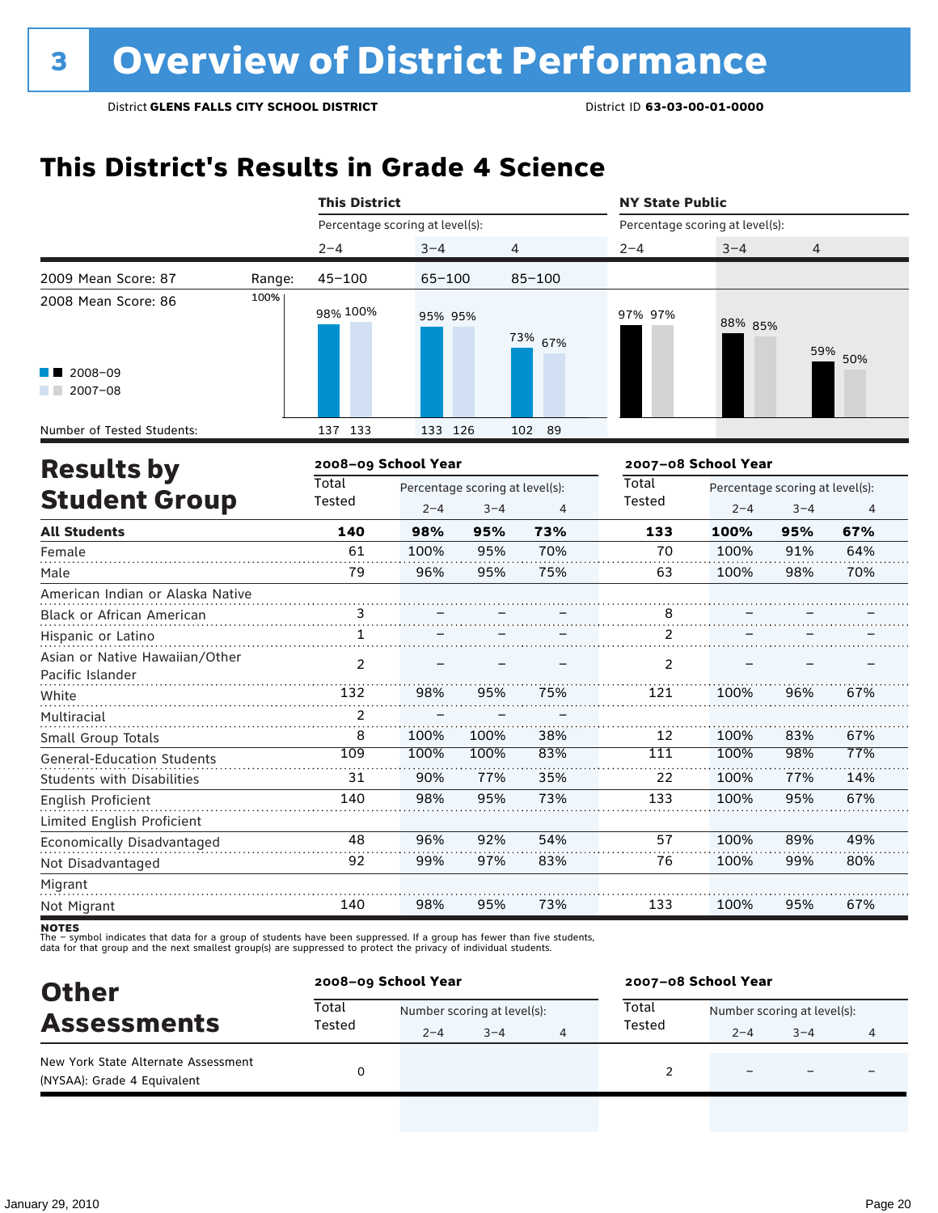# 3 Overview of District Performance

District **GLENS FALLS CITY SCHOOL DISTRICT** District ID **63-03-00-01-0000**

## This District's Results in Grade 4 Science

| | | This District | | | NY State Public | | |
|---|---|---|---|---|---|---|---|
| | | Percentage scoring at level(s): | | | Percentage scoring at level(s): | | |
| | | 2–4 | 3–4 | 4 | 2–4 | 3–4 | 4 |
| 2009 Mean Score: 87 | Range: | 45–100 | 65–100 | 85–100 | | | |
| 2008 Mean Score: 86 | 2008–09 | 98% | 95% | 73% | 97% | 88% | 59% |
| | 2007–08 | 100% | 95% | 67% | 97% | 85% | 50% |
| Number of Tested Students: | 2008–09 | 137 | 133 | 102 | | | |
| | 2007–08 | 133 | 126 | 89 | | | |

## Results by Student Group

| | 2008–09 School Year | | | | 2007–08 School Year | | | |
|---|---|---|---|---|---|---|---|---|
| | Total Tested | Percentage scoring at level(s): 2–4 | 3–4 | 4 | Total Tested | Percentage scoring at level(s): 2–4 | 3–4 | 4 |
| **All Students** | **140** | **98%** | **95%** | **73%** | **133** | **100%** | **95%** | **67%** |
| Female | 61 | 100% | 95% | 70% | 70 | 100% | 91% | 64% |
| Male | 79 | 96% | 95% | 75% | 63 | 100% | 98% | 70% |
| American Indian or Alaska Native | | | | | | | | |
| Black or African American | 3 | – | – | – | 8 | – | – | – |
| Hispanic or Latino | 1 | – | – | – | 2 | – | – | – |
| Asian or Native Hawaiian/Other Pacific Islander | 2 | – | – | – | 2 | – | – | – |
| White | 132 | 98% | 95% | 75% | 121 | 100% | 96% | 67% |
| Multiracial | 2 | – | – | – | | | | |
| Small Group Totals | 8 | 100% | 100% | 38% | 12 | 100% | 83% | 67% |
| General-Education Students | 109 | 100% | 100% | 83% | 111 | 100% | 98% | 77% |
| Students with Disabilities | 31 | 90% | 77% | 35% | 22 | 100% | 77% | 14% |
| English Proficient | 140 | 98% | 95% | 73% | 133 | 100% | 95% | 67% |
| Limited English Proficient | | | | | | | | |
| Economically Disadvantaged | 48 | 96% | 92% | 54% | 57 | 100% | 89% | 49% |
| Not Disadvantaged | 92 | 99% | 97% | 83% | 76 | 100% | 99% | 80% |
| Migrant | | | | | | | | |
| Not Migrant | 140 | 98% | 95% | 73% | 133 | 100% | 95% | 67% |

**NOTES**
The – symbol indicates that data for a group of students have been suppressed. If a group has fewer than five students, data for that group and the next smallest group(s) are suppressed to protect the privacy of individual students.

## Other Assessments

| | 2008–09 School Year | | | | 2007–08 School Year | | | |
|---|---|---|---|---|---|---|---|---|
| | Total Tested | Number scoring at level(s): 2–4 | 3–4 | 4 | Total Tested | Number scoring at level(s): 2–4 | 3–4 | 4 |
| New York State Alternate Assessment (NYSAA): Grade 4 Equivalent | 0 | | | | 2 | – | – | – |

January 29, 2010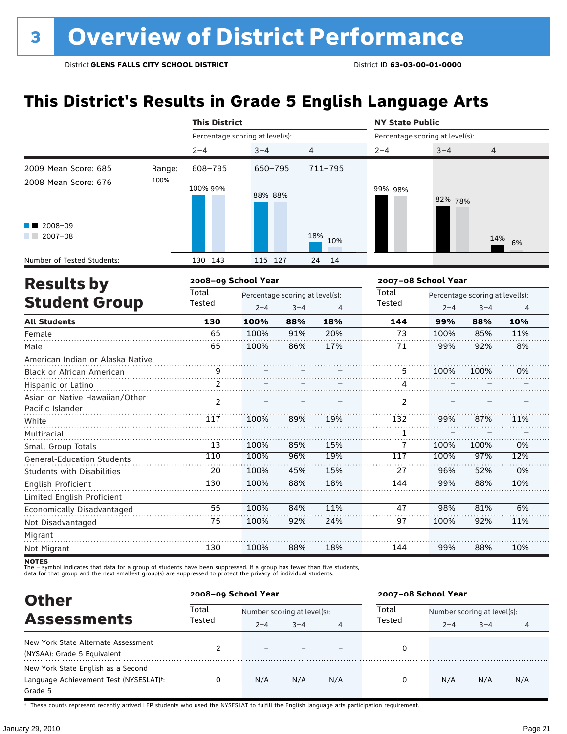# 3 Overview of District Performance

District **GLENS FALLS CITY SCHOOL DISTRICT** District ID **63-03-00-01-0000**

## This District's Results in Grade 5 English Language Arts

| | | This District | | | NY State Public | | |
|---|---|---|---|---|---|---|---|
| | | Percentage scoring at level(s): | | | Percentage scoring at level(s): | | |
| | | 2–4 | 3–4 | 4 | 2–4 | 3–4 | 4 |
| 2009 Mean Score: 685 | Range: | 608–795 | 650–795 | 711–795 | | | |
| 2008 Mean Score: 676 | 2008–09 | 100% | 88% | 18% | 99% | 82% | 14% |
| | 2007–08 | 99% | 88% | 10% | 98% | 78% | 6% |
| Number of Tested Students: | 2008–09 | 130 | 115 | 24 | | | |
| | 2007–08 | 143 | 127 | 14 | | | |

## Results by Student Group

| | 2008–09 School Year | | | | 2007–08 School Year | | | |
|---|---|---|---|---|---|---|---|---|
| | Total Tested | Percentage scoring at level(s): | | | Total Tested | Percentage scoring at level(s): | | |
| | | 2–4 | 3–4 | 4 | | 2–4 | 3–4 | 4 |
| **All Students** | **130** | **100%** | **88%** | **18%** | **144** | **99%** | **88%** | **10%** |
| Female | 65 | 100% | 91% | 20% | 73 | 100% | 85% | 11% |
| Male | 65 | 100% | 86% | 17% | 71 | 99% | 92% | 8% |
| American Indian or Alaska Native | | | | | | | | |
| Black or African American | 9 | – | – | – | 5 | 100% | 100% | 0% |
| Hispanic or Latino | 2 | – | – | – | 4 | – | – | – |
| Asian or Native Hawaiian/Other Pacific Islander | 2 | – | – | – | 2 | – | – | – |
| White | 117 | 100% | 89% | 19% | 132 | 99% | 87% | 11% |
| Multiracial | | | | | 1 | – | – | – |
| Small Group Totals | 13 | 100% | 85% | 15% | 7 | 100% | 100% | 0% |
| General-Education Students | 110 | 100% | 96% | 19% | 117 | 100% | 97% | 12% |
| Students with Disabilities | 20 | 100% | 45% | 15% | 27 | 96% | 52% | 0% |
| English Proficient | 130 | 100% | 88% | 18% | 144 | 99% | 88% | 10% |
| Limited English Proficient | | | | | | | | |
| Economically Disadvantaged | 55 | 100% | 84% | 11% | 47 | 98% | 81% | 6% |
| Not Disadvantaged | 75 | 100% | 92% | 24% | 97 | 100% | 92% | 11% |
| Migrant | | | | | | | | |
| Not Migrant | 130 | 100% | 88% | 18% | 144 | 99% | 88% | 10% |

**NOTES**
The – symbol indicates that data for a group of students have been suppressed. If a group has fewer than five students, data for that group and the next smallest group(s) are suppressed to protect the privacy of individual students.

## Other Assessments

| | 2008–09 School Year | | | | 2007–08 School Year | | | |
|---|---|---|---|---|---|---|---|---|
| | Total Tested | Number scoring at level(s): | | | Total Tested | Number scoring at level(s): | | |
| | | 2–4 | 3–4 | 4 | | 2–4 | 3–4 | 4 |
| New York State Alternate Assessment (NYSAA): Grade 5 Equivalent | 2 | – | – | – | 0 | | | |
| New York State English as a Second Language Achievement Test (NYSESLAT)†: Grade 5 | 0 | N/A | N/A | N/A | 0 | N/A | N/A | N/A |

† These counts represent recently arrived LEP students who used the NYSESLAT to fulfill the English language arts participation requirement.

January 29, 2010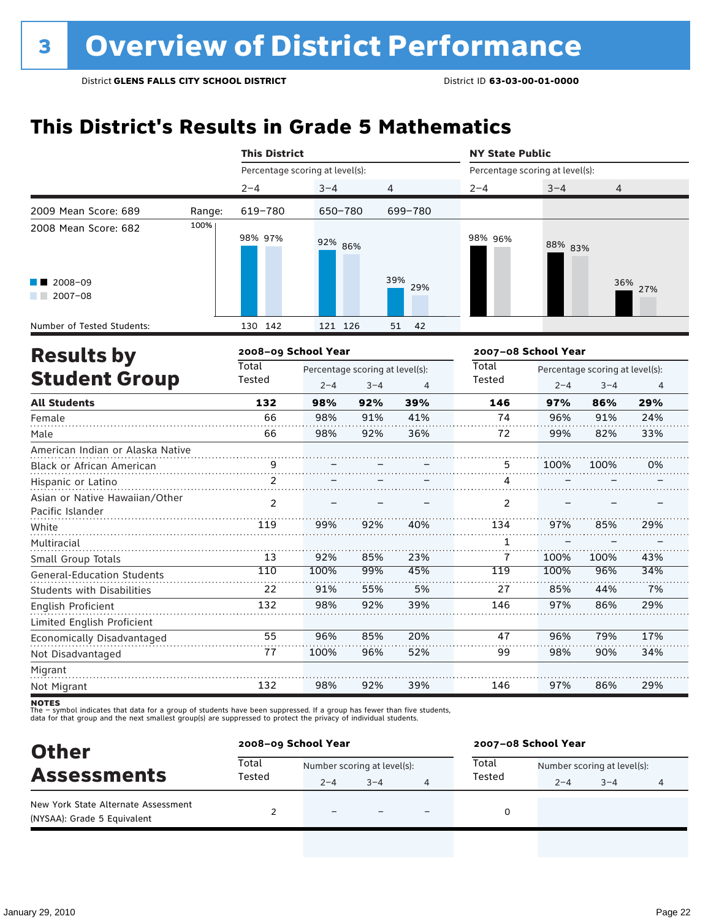# 3 Overview of District Performance

District **GLENS FALLS CITY SCHOOL DISTRICT** District ID **63-03-00-01-0000**

## This District's Results in Grade 5 Mathematics

| | | This District | | | NY State Public | | |
|---|---|---|---|---|---|---|---|
| | | Percentage scoring at level(s): | | | Percentage scoring at level(s): | | |
| | | 2–4 | 3–4 | 4 | 2–4 | 3–4 | 4 |
| 2009 Mean Score: 689 | Range: | 619–780 | 650–780 | 699–780 | | | |
| 2008 Mean Score: 682 | | | | | | | |
| 2008–09 | | 98% | 92% | 39% | 98% | 88% | 36% |
| 2007–08 | | 97% | 86% | 29% | 96% | 83% | 27% |
| Number of Tested Students: | | 130 142 | 121 126 | 51 42 | | | |

## Results by Student Group

| | 2008–09 School Year | | | | 2007–08 School Year | | | |
|---|---|---|---|---|---|---|---|---|
| | Total Tested | Percentage scoring at level(s): 2–4 | 3–4 | 4 | Total Tested | Percentage scoring at level(s): 2–4 | 3–4 | 4 |
| **All Students** | **132** | **98%** | **92%** | **39%** | **146** | **97%** | **86%** | **29%** |
| Female | 66 | 98% | 91% | 41% | 74 | 96% | 91% | 24% |
| Male | 66 | 98% | 92% | 36% | 72 | 99% | 82% | 33% |
| American Indian or Alaska Native | | | | | | | | |
| Black or African American | 9 | – | – | – | 5 | 100% | 100% | 0% |
| Hispanic or Latino | 2 | – | – | – | 4 | – | – | – |
| Asian or Native Hawaiian/Other Pacific Islander | 2 | – | – | – | 2 | – | – | – |
| White | 119 | 99% | 92% | 40% | 134 | 97% | 85% | 29% |
| Multiracial | | | | | 1 | – | – | – |
| Small Group Totals | 13 | 92% | 85% | 23% | 7 | 100% | 100% | 43% |
| General-Education Students | 110 | 100% | 99% | 45% | 119 | 100% | 96% | 34% |
| Students with Disabilities | 22 | 91% | 55% | 5% | 27 | 85% | 44% | 7% |
| English Proficient | 132 | 98% | 92% | 39% | 146 | 97% | 86% | 29% |
| Limited English Proficient | | | | | | | | |
| Economically Disadvantaged | 55 | 96% | 85% | 20% | 47 | 96% | 79% | 17% |
| Not Disadvantaged | 77 | 100% | 96% | 52% | 99 | 98% | 90% | 34% |
| Migrant | | | | | | | | |
| Not Migrant | 132 | 98% | 92% | 39% | 146 | 97% | 86% | 29% |

**NOTES**
The – symbol indicates that data for a group of students have been suppressed. If a group has fewer than five students, data for that group and the next smallest group(s) are suppressed to protect the privacy of individual students.

## Other Assessments

| | 2008–09 School Year | | | | 2007–08 School Year | | | |
|---|---|---|---|---|---|---|---|---|
| | Total Tested | Number scoring at level(s): 2–4 | 3–4 | 4 | Total Tested | Number scoring at level(s): 2–4 | 3–4 | 4 |
| New York State Alternate Assessment (NYSAA): Grade 5 Equivalent | 2 | – | – | – | 0 | | | |

January 29, 2010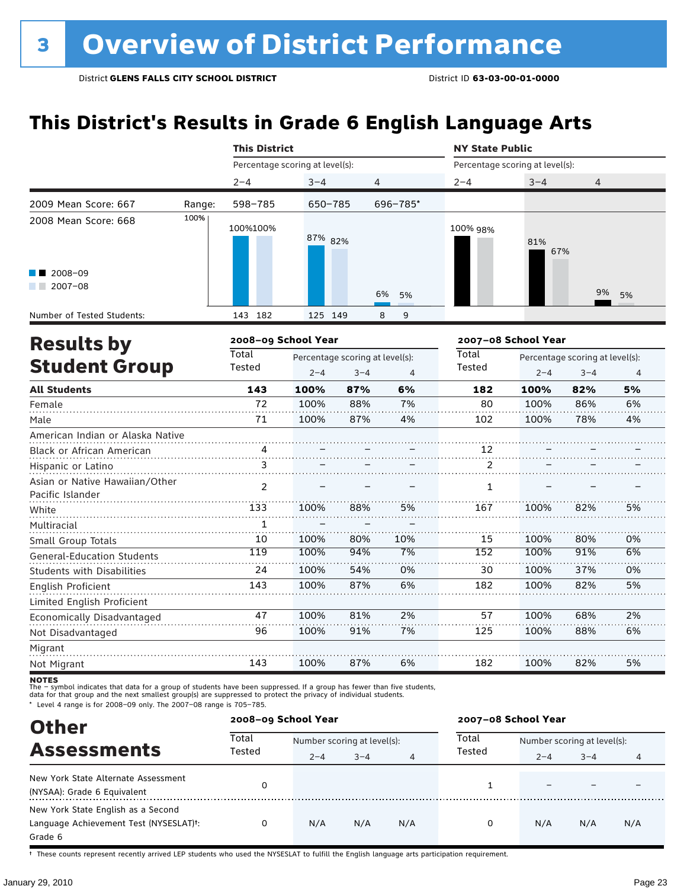# 3 Overview of District Performance

District **GLENS FALLS CITY SCHOOL DISTRICT** District ID **63-03-00-01-0000**

## This District's Results in Grade 6 English Language Arts

| | | This District | | | NY State Public | | |
|---|---|---|---|---|---|---|---|
| | | Percentage scoring at level(s): | | | Percentage scoring at level(s): | | |
| | | 2–4 | 3–4 | 4 | 2–4 | 3–4 | 4 |
| 2009 Mean Score: 667 | Range: | 598–785 | 650–785 | 696–785* | | | |
| 2008 Mean Score: 668 | | | | | | | |
| 2008–09 | | 100% | 87% | 6% | 100% | 81% | 9% |
| 2007–08 | | 100% | 82% | 5% | 98% | 67% | 5% |
| Number of Tested Students: 2008–09 | | 143 | 125 | 8 | | | |
| Number of Tested Students: 2007–08 | | 182 | 149 | 9 | | | |

## Results by Student Group

| | 2008–09 School Year | | | | 2007–08 School Year | | | |
|---|---|---|---|---|---|---|---|---|
| | Total Tested | Percentage scoring at level(s): 2–4 | 3–4 | 4 | Total Tested | Percentage scoring at level(s): 2–4 | 3–4 | 4 |
| **All Students** | **143** | **100%** | **87%** | **6%** | **182** | **100%** | **82%** | **5%** |
| Female | 72 | 100% | 88% | 7% | 80 | 100% | 86% | 6% |
| Male | 71 | 100% | 87% | 4% | 102 | 100% | 78% | 4% |
| American Indian or Alaska Native | | | | | | | | |
| Black or African American | 4 | – | – | – | 12 | – | – | – |
| Hispanic or Latino | 3 | – | – | – | 2 | – | – | – |
| Asian or Native Hawaiian/Other Pacific Islander | 2 | – | – | – | 1 | – | – | – |
| White | 133 | 100% | 88% | 5% | 167 | 100% | 82% | 5% |
| Multiracial | 1 | – | – | – | | | | |
| Small Group Totals | 10 | 100% | 80% | 10% | 15 | 100% | 80% | 0% |
| General-Education Students | 119 | 100% | 94% | 7% | 152 | 100% | 91% | 6% |
| Students with Disabilities | 24 | 100% | 54% | 0% | 30 | 100% | 37% | 0% |
| English Proficient | 143 | 100% | 87% | 6% | 182 | 100% | 82% | 5% |
| Limited English Proficient | | | | | | | | |
| Economically Disadvantaged | 47 | 100% | 81% | 2% | 57 | 100% | 68% | 2% |
| Not Disadvantaged | 96 | 100% | 91% | 7% | 125 | 100% | 88% | 6% |
| Migrant | | | | | | | | |
| Not Migrant | 143 | 100% | 87% | 6% | 182 | 100% | 82% | 5% |

**NOTES**
The – symbol indicates that data for a group of students have been suppressed. If a group has fewer than five students, data for that group and the next smallest group(s) are suppressed to protect the privacy of individual students.
* Level 4 range is for 2008–09 only. The 2007–08 range is 705–785.

## Other Assessments

| | 2008–09 School Year | | | | 2007–08 School Year | | | |
|---|---|---|---|---|---|---|---|---|
| | Total Tested | Number scoring at level(s): 2–4 | 3–4 | 4 | Total Tested | Number scoring at level(s): 2–4 | 3–4 | 4 |
| New York State Alternate Assessment (NYSAA): Grade 6 Equivalent | 0 | | | | 1 | – | – | – |
| New York State English as a Second Language Achievement Test (NYSESLAT)†: Grade 6 | 0 | N/A | N/A | N/A | 0 | N/A | N/A | N/A |

† These counts represent recently arrived LEP students who used the NYSESLAT to fulfill the English language arts participation requirement.

January 29, 2010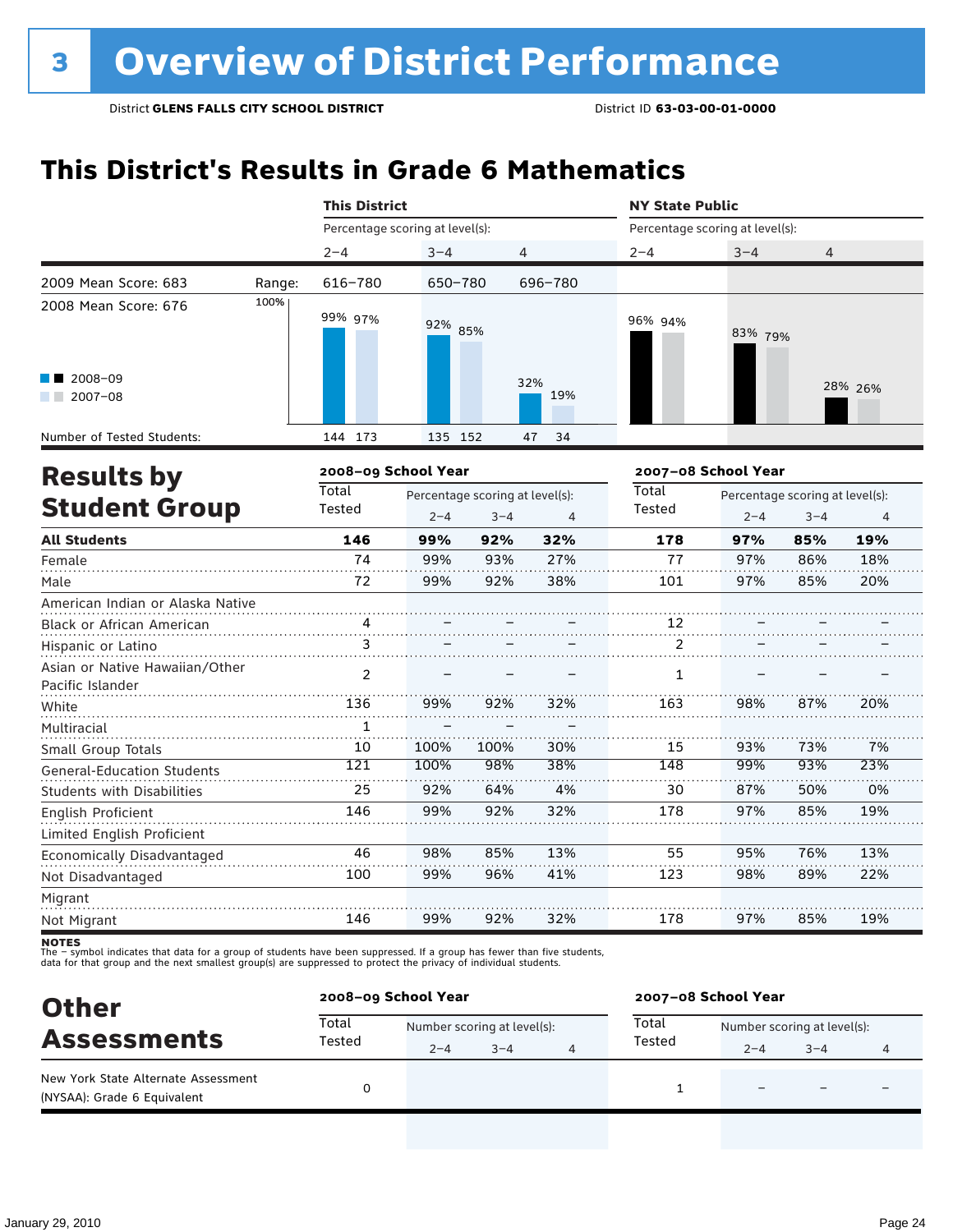# 3 Overview of District Performance

District **GLENS FALLS CITY SCHOOL DISTRICT** District ID **63-03-00-01-0000**

## This District's Results in Grade 6 Mathematics

| | | This District | | | NY State Public | | |
|---|---|---|---|---|---|---|---|
| | | Percentage scoring at level(s): | | | Percentage scoring at level(s): | | |
| | | 2–4 | 3–4 | 4 | 2–4 | 3–4 | 4 |
| 2009 Mean Score: 683 | Range: | 616–780 | 650–780 | 696–780 | | | |
| 2008 Mean Score: 676 | | | | | | | |
| 2008–09 | | 99% | 92% | 32% | 96% | 83% | 28% |
| 2007–08 | | 97% | 85% | 19% | 94% | 79% | 26% |
| Number of Tested Students: 2008–09 | | 144 | 135 | 47 | | | |
| Number of Tested Students: 2007–08 | | 173 | 152 | 34 | | | |

## Results by Student Group

| | 2008–09 School Year | | | | 2007–08 School Year | | | |
|---|---|---|---|---|---|---|---|---|
| | Total Tested | Percentage scoring at level(s): | | | Total Tested | Percentage scoring at level(s): | | |
| | | 2–4 | 3–4 | 4 | | 2–4 | 3–4 | 4 |
| **All Students** | **146** | **99%** | **92%** | **32%** | **178** | **97%** | **85%** | **19%** |
| Female | 74 | 99% | 93% | 27% | 77 | 97% | 86% | 18% |
| Male | 72 | 99% | 92% | 38% | 101 | 97% | 85% | 20% |
| American Indian or Alaska Native | | | | | | | | |
| Black or African American | 4 | – | – | – | 12 | – | – | – |
| Hispanic or Latino | 3 | – | – | – | 2 | – | – | – |
| Asian or Native Hawaiian/Other Pacific Islander | 2 | – | – | – | 1 | – | – | – |
| White | 136 | 99% | 92% | 32% | 163 | 98% | 87% | 20% |
| Multiracial | 1 | – | – | – | | | | |
| Small Group Totals | 10 | 100% | 100% | 30% | 15 | 93% | 73% | 7% |
| General-Education Students | 121 | 100% | 98% | 38% | 148 | 99% | 93% | 23% |
| Students with Disabilities | 25 | 92% | 64% | 4% | 30 | 87% | 50% | 0% |
| English Proficient | 146 | 99% | 92% | 32% | 178 | 97% | 85% | 19% |
| Limited English Proficient | | | | | | | | |
| Economically Disadvantaged | 46 | 98% | 85% | 13% | 55 | 95% | 76% | 13% |
| Not Disadvantaged | 100 | 99% | 96% | 41% | 123 | 98% | 89% | 22% |
| Migrant | | | | | | | | |
| Not Migrant | 146 | 99% | 92% | 32% | 178 | 97% | 85% | 19% |

**NOTES**
The – symbol indicates that data for a group of students have been suppressed. If a group has fewer than five students, data for that group and the next smallest group(s) are suppressed to protect the privacy of individual students.

## Other Assessments

| | 2008–09 School Year | | | | 2007–08 School Year | | | |
|---|---|---|---|---|---|---|---|---|
| | Total Tested | Number scoring at level(s): | | | Total Tested | Number scoring at level(s): | | |
| | | 2–4 | 3–4 | 4 | | 2–4 | 3–4 | 4 |
| New York State Alternate Assessment (NYSAA): Grade 6 Equivalent | 0 | | | | 1 | – | – | – |

January 29, 2010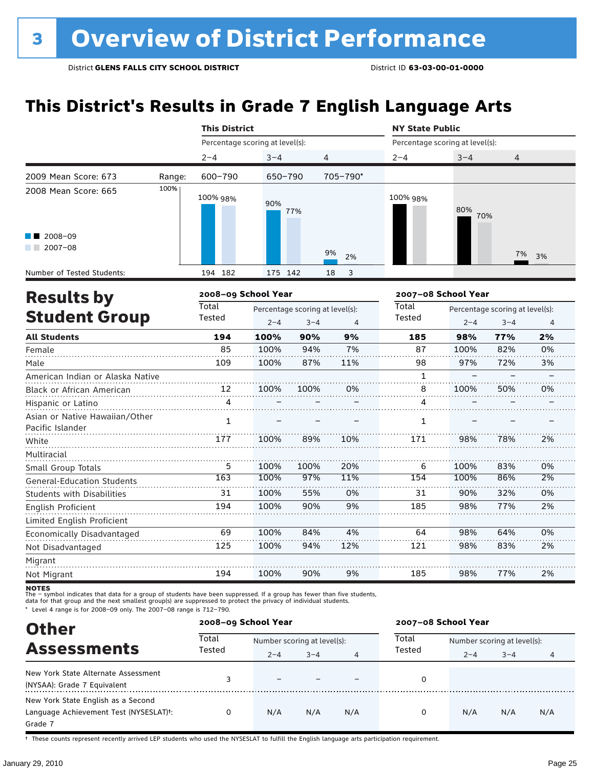# 3 Overview of District Performance

District **GLENS FALLS CITY SCHOOL DISTRICT** District ID **63-03-00-01-0000**

## This District's Results in Grade 7 English Language Arts

| | | This District | | | NY State Public | | |
|---|---|---|---|---|---|---|---|
| | | Percentage scoring at level(s): | | | Percentage scoring at level(s): | | |
| | | 2–4 | 3–4 | 4 | 2–4 | 3–4 | 4 |
| 2009 Mean Score: 673 | Range: | 600–790 | 650–790 | 705–790* | | | |
| 2008 Mean Score: 665 | | | | | | | |
| 2008–09 | | 100% | 90% | 9% | 100% | 80% | 7% |
| 2007–08 | | 98% | 77% | 2% | 98% | 70% | 3% |
| Number of Tested Students: 2008–09 | | 194 | 175 | 18 | | | |
| Number of Tested Students: 2007–08 | | 182 | 142 | 3 | | | |

## Results by Student Group

| | 2008–09 School Year | | | | 2007–08 School Year | | | |
|---|---|---|---|---|---|---|---|---|
| | Total Tested | Percentage scoring at level(s): 2–4 | 3–4 | 4 | Total Tested | Percentage scoring at level(s): 2–4 | 3–4 | 4 |
| **All Students** | **194** | **100%** | **90%** | **9%** | **185** | **98%** | **77%** | **2%** |
| Female | 85 | 100% | 94% | 7% | 87 | 100% | 82% | 0% |
| Male | 109 | 100% | 87% | 11% | 98 | 97% | 72% | 3% |
| American Indian or Alaska Native | | | | | 1 | – | – | – |
| Black or African American | 12 | 100% | 100% | 0% | 8 | 100% | 50% | 0% |
| Hispanic or Latino | 4 | – | – | – | 4 | – | – | – |
| Asian or Native Hawaiian/Other Pacific Islander | 1 | – | – | – | 1 | – | – | – |
| White | 177 | 100% | 89% | 10% | 171 | 98% | 78% | 2% |
| Multiracial | | | | | | | | |
| Small Group Totals | 5 | 100% | 100% | 20% | 6 | 100% | 83% | 0% |
| General-Education Students | 163 | 100% | 97% | 11% | 154 | 100% | 86% | 2% |
| Students with Disabilities | 31 | 100% | 55% | 0% | 31 | 90% | 32% | 0% |
| English Proficient | 194 | 100% | 90% | 9% | 185 | 98% | 77% | 2% |
| Limited English Proficient | | | | | | | | |
| Economically Disadvantaged | 69 | 100% | 84% | 4% | 64 | 98% | 64% | 0% |
| Not Disadvantaged | 125 | 100% | 94% | 12% | 121 | 98% | 83% | 2% |
| Migrant | | | | | | | | |
| Not Migrant | 194 | 100% | 90% | 9% | 185 | 98% | 77% | 2% |

**NOTES**

The – symbol indicates that data for a group of students have been suppressed. If a group has fewer than five students, data for that group and the next smallest group(s) are suppressed to protect the privacy of individual students.

\* Level 4 range is for 2008–09 only. The 2007–08 range is 712–790.

## Other Assessments

| | 2008–09 School Year | | | | 2007–08 School Year | | | |
|---|---|---|---|---|---|---|---|---|
| | Total Tested | Number scoring at level(s): 2–4 | 3–4 | 4 | Total Tested | Number scoring at level(s): 2–4 | 3–4 | 4 |
| New York State Alternate Assessment (NYSAA): Grade 7 Equivalent | 3 | – | – | – | 0 | | | |
| New York State English as a Second Language Achievement Test (NYSESLAT)†: Grade 7 | 0 | N/A | N/A | N/A | 0 | N/A | N/A | N/A |

† These counts represent recently arrived LEP students who used the NYSESLAT to fulfill the English language arts participation requirement.

January 29, 2010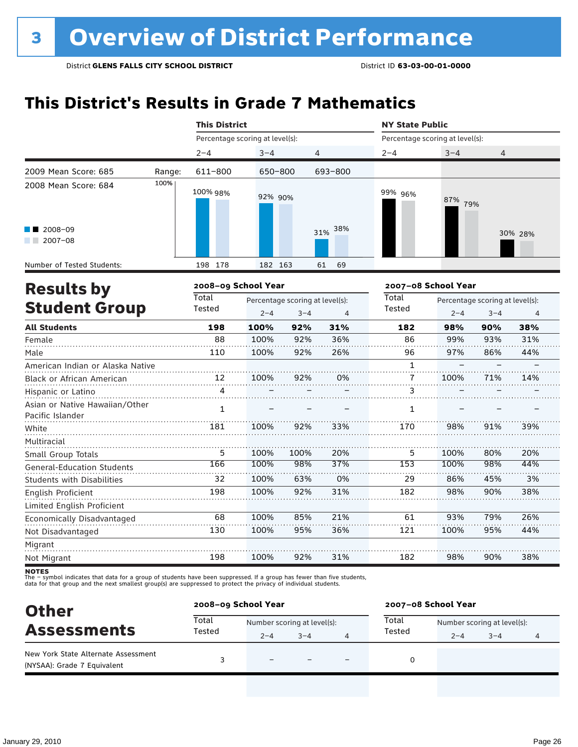# 3 Overview of District Performance

District **GLENS FALLS CITY SCHOOL DISTRICT** District ID **63-03-00-01-0000**

## This District's Results in Grade 7 Mathematics

| | | This District | | | NY State Public | | |
|---|---|---|---|---|---|---|---|
| | | Percentage scoring at level(s): | | | Percentage scoring at level(s): | | |
| | | 2–4 | 3–4 | 4 | 2–4 | 3–4 | 4 |
| 2009 Mean Score: 685 | Range: | 611–800 | 650–800 | 693–800 | | | |
| 2008 Mean Score: 684 | | | | | | | |
| 2008–09 | | 100% | 92% | 31% | 99% | 87% | 30% |
| 2007–08 | | 98% | 90% | 38% | 96% | 79% | 28% |
| Number of Tested Students: 2008–09 | | 198 | 182 | 61 | | | |
| Number of Tested Students: 2007–08 | | 178 | 163 | 69 | | | |

## Results by Student Group

| | 2008–09 School Year | | | | 2007–08 School Year | | | |
|---|---|---|---|---|---|---|---|---|
| | Total Tested | Percentage scoring at level(s): | | | Total Tested | Percentage scoring at level(s): | | |
| | | 2–4 | 3–4 | 4 | | 2–4 | 3–4 | 4 |
| **All Students** | **198** | **100%** | **92%** | **31%** | **182** | **98%** | **90%** | **38%** |
| Female | 88 | 100% | 92% | 36% | 86 | 99% | 93% | 31% |
| Male | 110 | 100% | 92% | 26% | 96 | 97% | 86% | 44% |
| American Indian or Alaska Native | | | | | 1 | – | – | – |
| Black or African American | 12 | 100% | 92% | 0% | 7 | 100% | 71% | 14% |
| Hispanic or Latino | 4 | – | – | – | 3 | – | – | – |
| Asian or Native Hawaiian/Other Pacific Islander | 1 | – | – | – | 1 | – | – | – |
| White | 181 | 100% | 92% | 33% | 170 | 98% | 91% | 39% |
| Multiracial | | | | | | | | |
| Small Group Totals | 5 | 100% | 100% | 20% | 5 | 100% | 80% | 20% |
| General-Education Students | 166 | 100% | 98% | 37% | 153 | 100% | 98% | 44% |
| Students with Disabilities | 32 | 100% | 63% | 0% | 29 | 86% | 45% | 3% |
| English Proficient | 198 | 100% | 92% | 31% | 182 | 98% | 90% | 38% |
| Limited English Proficient | | | | | | | | |
| Economically Disadvantaged | 68 | 100% | 85% | 21% | 61 | 93% | 79% | 26% |
| Not Disadvantaged | 130 | 100% | 95% | 36% | 121 | 100% | 95% | 44% |
| Migrant | | | | | | | | |
| Not Migrant | 198 | 100% | 92% | 31% | 182 | 98% | 90% | 38% |

**NOTES**
The – symbol indicates that data for a group of students have been suppressed. If a group has fewer than five students, data for that group and the next smallest group(s) are suppressed to protect the privacy of individual students.

## Other Assessments

| | 2008–09 School Year | | | | 2007–08 School Year | | | |
|---|---|---|---|---|---|---|---|---|
| | Total Tested | Number scoring at level(s): | | | Total Tested | Number scoring at level(s): | | |
| | | 2–4 | 3–4 | 4 | | 2–4 | 3–4 | 4 |
| New York State Alternate Assessment (NYSAA): Grade 7 Equivalent | 3 | – | – | – | 0 | | | |

January 29, 2010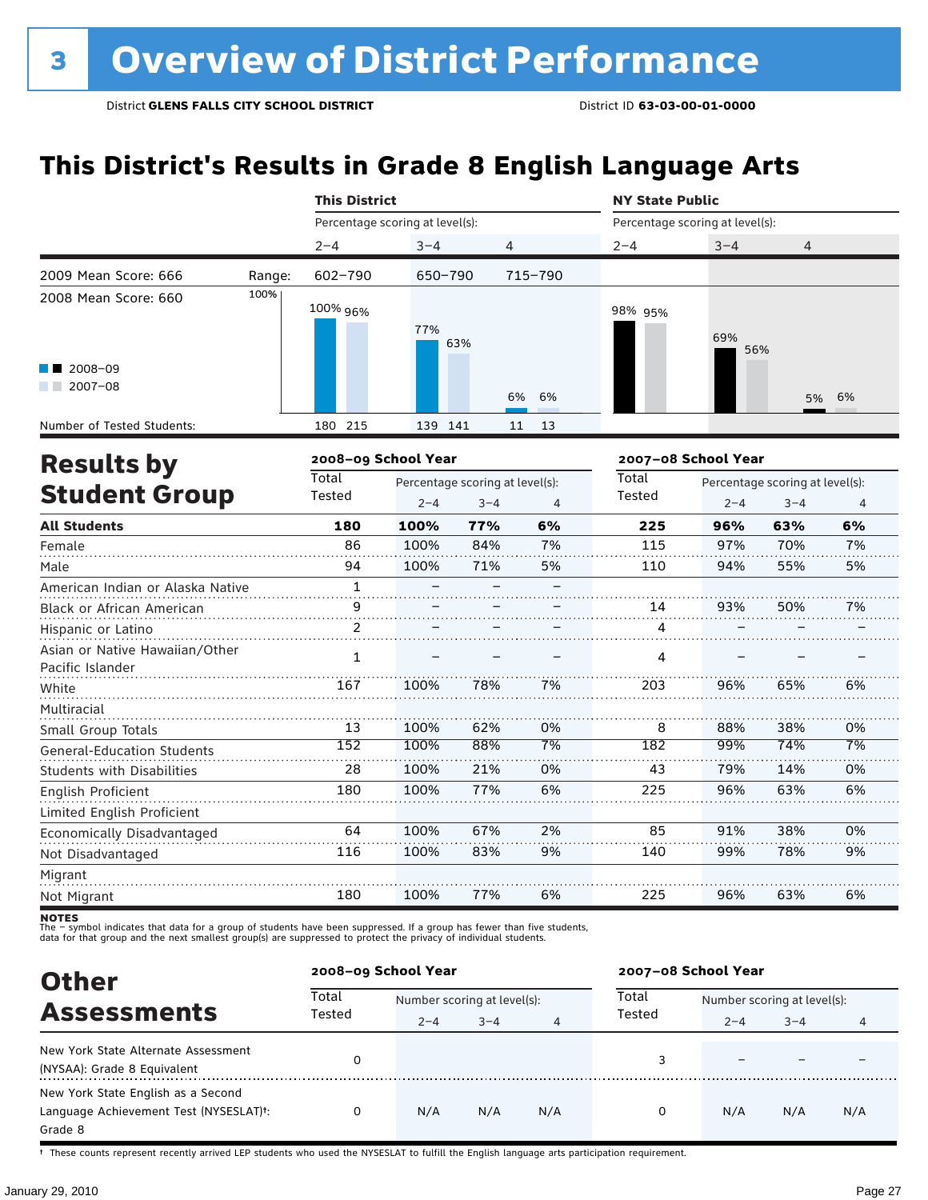# 3 Overview of District Performance

District **GLENS FALLS CITY SCHOOL DISTRICT** District ID **63-03-00-01-0000**

## This District's Results in Grade 8 English Language Arts

| | | This District | | | NY State Public | | |
|---|---|---|---|---|---|---|---|
| | | Percentage scoring at level(s): | | | Percentage scoring at level(s): | | |
| | | 2–4 | 3–4 | 4 | 2–4 | 3–4 | 4 |
| 2009 Mean Score: 666 | Range: | 602–790 | 650–790 | 715–790 | | | |
| 2008 Mean Score: 660 | | | | | | | |
| 2008–09 | | 100% | 77% | 6% | 98% | 69% | 5% |
| 2007–08 | | 96% | 63% | 6% | 95% | 56% | 6% |
| Number of Tested Students: 2008–09 | | 180 | 139 | 11 | | | |
| Number of Tested Students: 2007–08 | | 215 | 141 | 13 | | | |

## Results by Student Group

| | 2008–09 School Year | | | | 2007–08 School Year | | | |
|---|---|---|---|---|---|---|---|---|
| | Total Tested | Percentage scoring at level(s): | | | Total Tested | Percentage scoring at level(s): | | |
| | | 2–4 | 3–4 | 4 | | 2–4 | 3–4 | 4 |
| **All Students** | **180** | **100%** | **77%** | **6%** | **225** | **96%** | **63%** | **6%** |
| Female | 86 | 100% | 84% | 7% | 115 | 97% | 70% | 7% |
| Male | 94 | 100% | 71% | 5% | 110 | 94% | 55% | 5% |
| American Indian or Alaska Native | 1 | – | – | – | | | | |
| Black or African American | 9 | – | – | – | 14 | 93% | 50% | 7% |
| Hispanic or Latino | 2 | – | – | – | 4 | – | – | – |
| Asian or Native Hawaiian/Other Pacific Islander | 1 | – | – | – | 4 | – | – | – |
| White | 167 | 100% | 78% | 7% | 203 | 96% | 65% | 6% |
| Multiracial | | | | | | | | |
| Small Group Totals | 13 | 100% | 62% | 0% | 8 | 88% | 38% | 0% |
| General-Education Students | 152 | 100% | 88% | 7% | 182 | 99% | 74% | 7% |
| Students with Disabilities | 28 | 100% | 21% | 0% | 43 | 79% | 14% | 0% |
| English Proficient | 180 | 100% | 77% | 6% | 225 | 96% | 63% | 6% |
| Limited English Proficient | | | | | | | | |
| Economically Disadvantaged | 64 | 100% | 67% | 2% | 85 | 91% | 38% | 0% |
| Not Disadvantaged | 116 | 100% | 83% | 9% | 140 | 99% | 78% | 9% |
| Migrant | | | | | | | | |
| Not Migrant | 180 | 100% | 77% | 6% | 225 | 96% | 63% | 6% |

**NOTES**
The – symbol indicates that data for a group of students have been suppressed. If a group has fewer than five students, data for that group and the next smallest group(s) are suppressed to protect the privacy of individual students.

## Other Assessments

| | 2008–09 School Year | | | | 2007–08 School Year | | | |
|---|---|---|---|---|---|---|---|---|
| | Total Tested | Number scoring at level(s): | | | Total Tested | Number scoring at level(s): | | |
| | | 2–4 | 3–4 | 4 | | 2–4 | 3–4 | 4 |
| New York State Alternate Assessment (NYSAA): Grade 8 Equivalent | 0 | | | | 3 | – | – | – |
| New York State English as a Second Language Achievement Test (NYSESLAT)†: Grade 8 | 0 | N/A | N/A | N/A | 0 | N/A | N/A | N/A |

† These counts represent recently arrived LEP students who used the NYSESLAT to fulfill the English language arts participation requirement.

January 29, 2010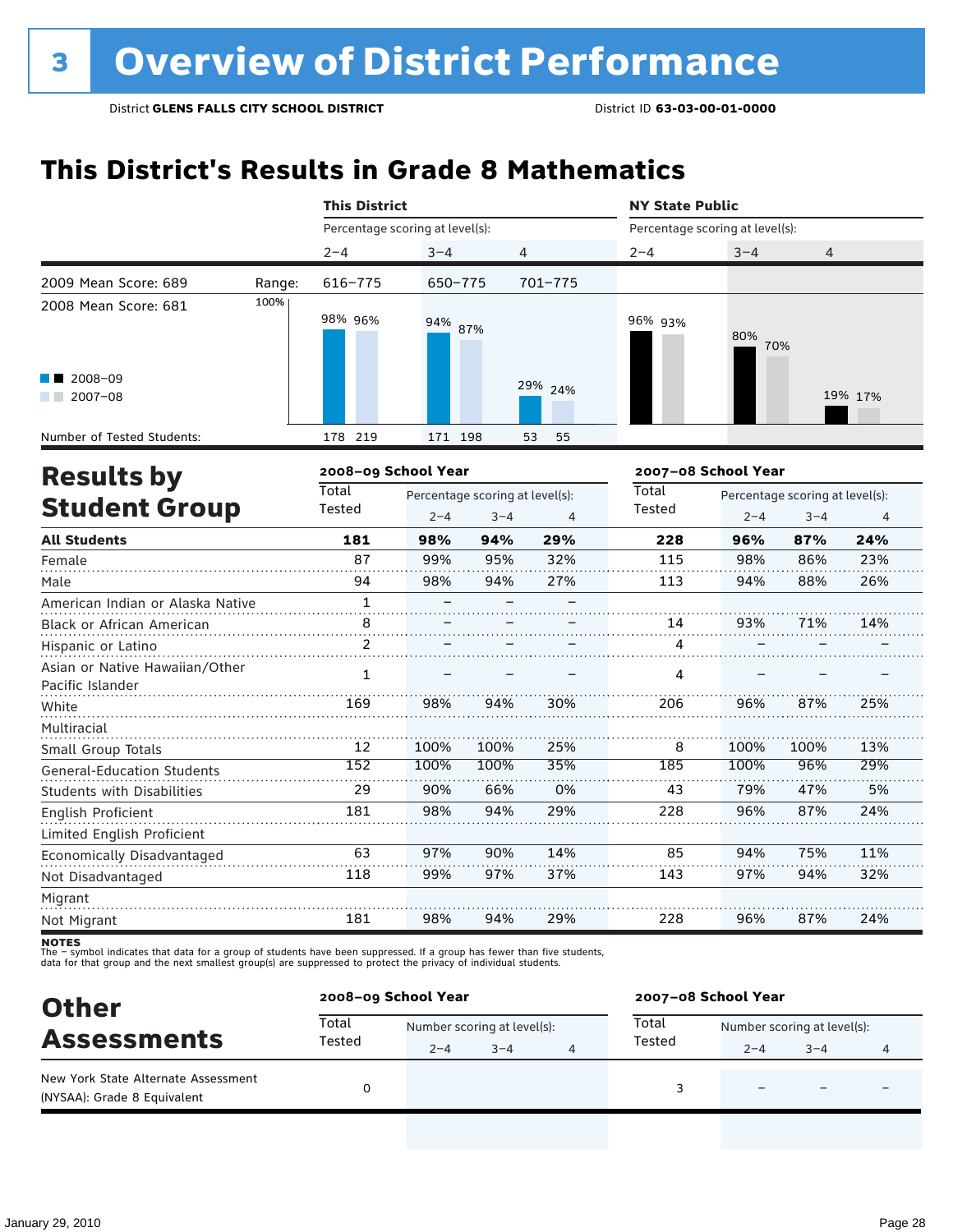# 3 Overview of District Performance

District **GLENS FALLS CITY SCHOOL DISTRICT** District ID **63-03-00-01-0000**

## This District's Results in Grade 8 Mathematics

| | | This District | | | NY State Public | | |
|---|---|---|---|---|---|---|---|
| | | Percentage scoring at level(s): | | | Percentage scoring at level(s): | | |
| | | 2–4 | 3–4 | 4 | 2–4 | 3–4 | 4 |
| 2009 Mean Score: 689 | Range: | 616–775 | 650–775 | 701–775 | | | |
| 2008 Mean Score: 681 | | | | | | | |
| 2008–09 | | 98% | 94% | 29% | 96% | 80% | 19% |
| 2007–08 | | 96% | 87% | 24% | 93% | 70% | 17% |
| Number of Tested Students: | | 178 219 | 171 198 | 53 55 | | | |

## Results by Student Group

| | 2008–09 School Year | | | | 2007–08 School Year | | | |
|---|---|---|---|---|---|---|---|---|
| | Total Tested | Percentage scoring at level(s): 2–4 | 3–4 | 4 | Total Tested | Percentage scoring at level(s): 2–4 | 3–4 | 4 |
| **All Students** | **181** | **98%** | **94%** | **29%** | **228** | **96%** | **87%** | **24%** |
| Female | 87 | 99% | 95% | 32% | 115 | 98% | 86% | 23% |
| Male | 94 | 98% | 94% | 27% | 113 | 94% | 88% | 26% |
| American Indian or Alaska Native | 1 | – | – | – | | | | |
| Black or African American | 8 | – | – | – | 14 | 93% | 71% | 14% |
| Hispanic or Latino | 2 | – | – | – | 4 | – | – | – |
| Asian or Native Hawaiian/Other Pacific Islander | 1 | – | – | – | 4 | – | – | – |
| White | 169 | 98% | 94% | 30% | 206 | 96% | 87% | 25% |
| Multiracial | | | | | | | | |
| Small Group Totals | 12 | 100% | 100% | 25% | 8 | 100% | 100% | 13% |
| General-Education Students | 152 | 100% | 100% | 35% | 185 | 100% | 96% | 29% |
| Students with Disabilities | 29 | 90% | 66% | 0% | 43 | 79% | 47% | 5% |
| English Proficient | 181 | 98% | 94% | 29% | 228 | 96% | 87% | 24% |
| Limited English Proficient | | | | | | | | |
| Economically Disadvantaged | 63 | 97% | 90% | 14% | 85 | 94% | 75% | 11% |
| Not Disadvantaged | 118 | 99% | 97% | 37% | 143 | 97% | 94% | 32% |
| Migrant | | | | | | | | |
| Not Migrant | 181 | 98% | 94% | 29% | 228 | 96% | 87% | 24% |

**NOTES**
The – symbol indicates that data for a group of students have been suppressed. If a group has fewer than five students, data for that group and the next smallest group(s) are suppressed to protect the privacy of individual students.

## Other Assessments

| | 2008–09 School Year | | | | 2007–08 School Year | | | |
|---|---|---|---|---|---|---|---|---|
| | Total Tested | Number scoring at level(s): 2–4 | 3–4 | 4 | Total Tested | Number scoring at level(s): 2–4 | 3–4 | 4 |
| New York State Alternate Assessment (NYSAA): Grade 8 Equivalent | 0 | | | | 3 | – | – | – |

January 29, 2010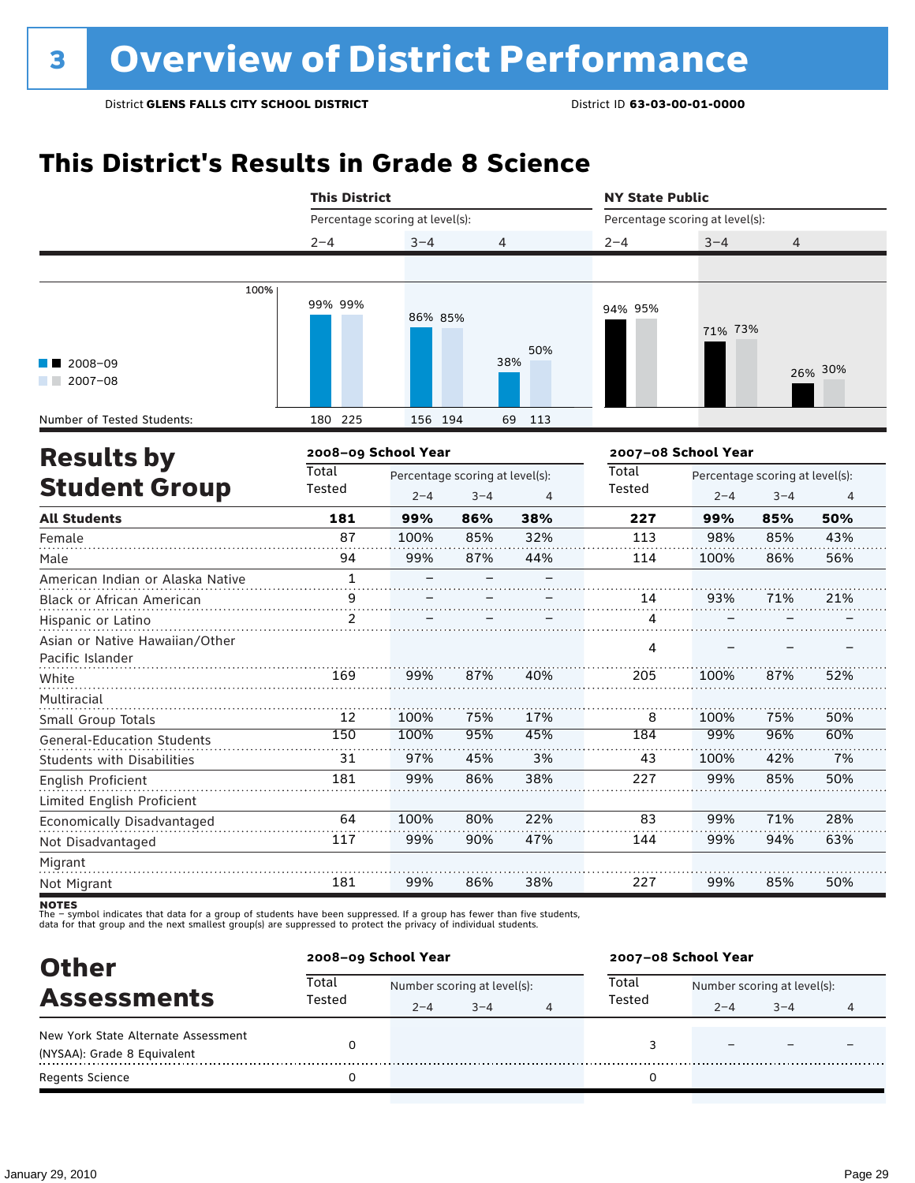# 3 Overview of District Performance

District **GLENS FALLS CITY SCHOOL DISTRICT** District ID **63-03-00-01-0000**

## This District's Results in Grade 8 Science

| | This District | | | NY State Public | | |
|---|---|---|---|---|---|---|
| Percentage scoring at level(s): | 2–4 | 3–4 | 4 | 2–4 | 3–4 | 4 |
| 2008–09 | 99% | 86% | 38% | 94% | 71% | 26% |
| 2007–08 | 99% | 85% | 50% | 95% | 73% | 30% |
| Number of Tested Students: 2008–09 | 180 | 156 | 69 | | | |
| Number of Tested Students: 2007–08 | 225 | 194 | 113 | | | |

## Results by Student Group

| | 2008–09 School Year | | | | 2007–08 School Year | | | |
|---|---|---|---|---|---|---|---|---|
| | Total Tested | Percentage scoring at level(s): | | | Total Tested | Percentage scoring at level(s): | | |
| | | 2–4 | 3–4 | 4 | | 2–4 | 3–4 | 4 |
| **All Students** | **181** | **99%** | **86%** | **38%** | **227** | **99%** | **85%** | **50%** |
| Female | 87 | 100% | 85% | 32% | 113 | 98% | 85% | 43% |
| Male | 94 | 99% | 87% | 44% | 114 | 100% | 86% | 56% |
| American Indian or Alaska Native | 1 | – | – | – | | | | |
| Black or African American | 9 | – | – | – | 14 | 93% | 71% | 21% |
| Hispanic or Latino | 2 | – | – | – | 4 | – | – | – |
| Asian or Native Hawaiian/Other Pacific Islander | | | | | 4 | – | – | – |
| White | 169 | 99% | 87% | 40% | 205 | 100% | 87% | 52% |
| Multiracial | | | | | | | | |
| Small Group Totals | 12 | 100% | 75% | 17% | 8 | 100% | 75% | 50% |
| General-Education Students | 150 | 100% | 95% | 45% | 184 | 99% | 96% | 60% |
| Students with Disabilities | 31 | 97% | 45% | 3% | 43 | 100% | 42% | 7% |
| English Proficient | 181 | 99% | 86% | 38% | 227 | 99% | 85% | 50% |
| Limited English Proficient | | | | | | | | |
| Economically Disadvantaged | 64 | 100% | 80% | 22% | 83 | 99% | 71% | 28% |
| Not Disadvantaged | 117 | 99% | 90% | 47% | 144 | 99% | 94% | 63% |
| Migrant | | | | | | | | |
| Not Migrant | 181 | 99% | 86% | 38% | 227 | 99% | 85% | 50% |

**NOTES**
The – symbol indicates that data for a group of students have been suppressed. If a group has fewer than five students, data for that group and the next smallest group(s) are suppressed to protect the privacy of individual students.

## Other Assessments

| | 2008–09 School Year | | | | 2007–08 School Year | | | |
|---|---|---|---|---|---|---|---|---|
| | Total Tested | Number scoring at level(s): | | | Total Tested | Number scoring at level(s): | | |
| | | 2–4 | 3–4 | 4 | | 2–4 | 3–4 | 4 |
| New York State Alternate Assessment (NYSAA): Grade 8 Equivalent | 0 | | | | 3 | – | – | – |
| Regents Science | 0 | | | | 0 | | | |

January 29, 2010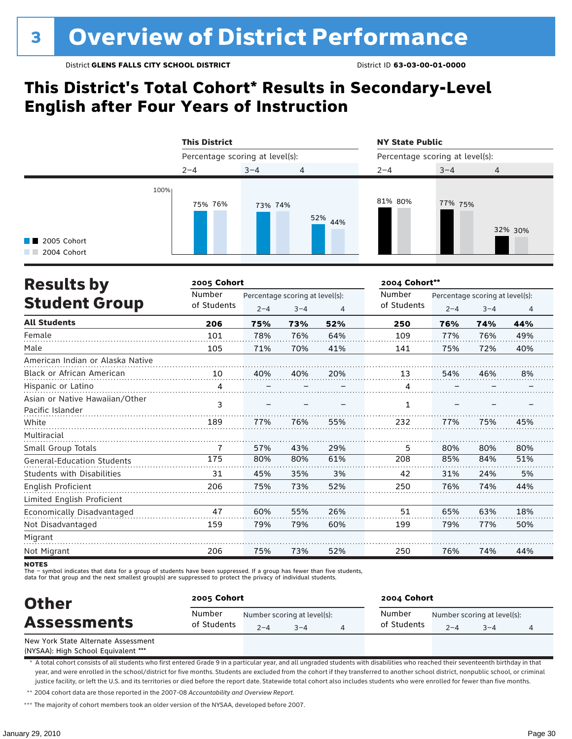# 3 Overview of District Performance

District **GLENS FALLS CITY SCHOOL DISTRICT** District ID **63-03-00-01-0000**

## This District's Total Cohort* Results in Secondary-Level English after Four Years of Instruction

| | This District | | | NY State Public | | |
|---|---|---|---|---|---|---|
| Percentage scoring at level(s): | 2–4 | 3–4 | 4 | 2–4 | 3–4 | 4 |
| 2005 Cohort | 75% | 73% | 52% | 81% | 77% | 32% |
| 2004 Cohort | 76% | 74% | 44% | 80% | 75% | 30% |

## Results by Student Group

| | 2005 Cohort | | | | 2004 Cohort** | | | |
|---|---|---|---|---|---|---|---|---|
| | Number of Students | Percentage scoring at level(s): 2–4 | 3–4 | 4 | Number of Students | Percentage scoring at level(s): 2–4 | 3–4 | 4 |
| **All Students** | **206** | **75%** | **73%** | **52%** | **250** | **76%** | **74%** | **44%** |
| Female | 101 | 78% | 76% | 64% | 109 | 77% | 76% | 49% |
| Male | 105 | 71% | 70% | 41% | 141 | 75% | 72% | 40% |
| American Indian or Alaska Native | | | | | | | | |
| Black or African American | 10 | 40% | 40% | 20% | 13 | 54% | 46% | 8% |
| Hispanic or Latino | 4 | – | – | – | 4 | – | – | – |
| Asian or Native Hawaiian/Other Pacific Islander | 3 | – | – | – | 1 | – | – | – |
| White | 189 | 77% | 76% | 55% | 232 | 77% | 75% | 45% |
| Multiracial | | | | | | | | |
| Small Group Totals | 7 | 57% | 43% | 29% | 5 | 80% | 80% | 80% |
| General-Education Students | 175 | 80% | 80% | 61% | 208 | 85% | 84% | 51% |
| Students with Disabilities | 31 | 45% | 35% | 3% | 42 | 31% | 24% | 5% |
| English Proficient | 206 | 75% | 73% | 52% | 250 | 76% | 74% | 44% |
| Limited English Proficient | | | | | | | | |
| Economically Disadvantaged | 47 | 60% | 55% | 26% | 51 | 65% | 63% | 18% |
| Not Disadvantaged | 159 | 79% | 79% | 60% | 199 | 79% | 77% | 50% |
| Migrant | | | | | | | | |
| Not Migrant | 206 | 75% | 73% | 52% | 250 | 76% | 74% | 44% |

**NOTES**
The – symbol indicates that data for a group of students have been suppressed. If a group has fewer than five students, data for that group and the next smallest group(s) are suppressed to protect the privacy of individual students.

## Other Assessments

| | 2005 Cohort | | | | 2004 Cohort | | | |
|---|---|---|---|---|---|---|---|---|
| | Number of Students | Number scoring at level(s): 2–4 | 3–4 | 4 | Number of Students | Number scoring at level(s): 2–4 | 3–4 | 4 |
| New York State Alternate Assessment (NYSAA): High School Equivalent *** | | | | | | | | |

\* A total cohort consists of all students who first entered Grade 9 in a particular year, and all ungraded students with disabilities who reached their seventeenth birthday in that year, and were enrolled in the school/district for five months. Students are excluded from the cohort if they transferred to another school district, nonpublic school, or criminal justice facility, or left the U.S. and its territories or died before the report date. Statewide total cohort also includes students who were enrolled for fewer than five months.

\*\* 2004 cohort data are those reported in the 2007-08 *Accountability and Overview Report*.

\*\*\* The majority of cohort members took an older version of the NYSAA, developed before 2007.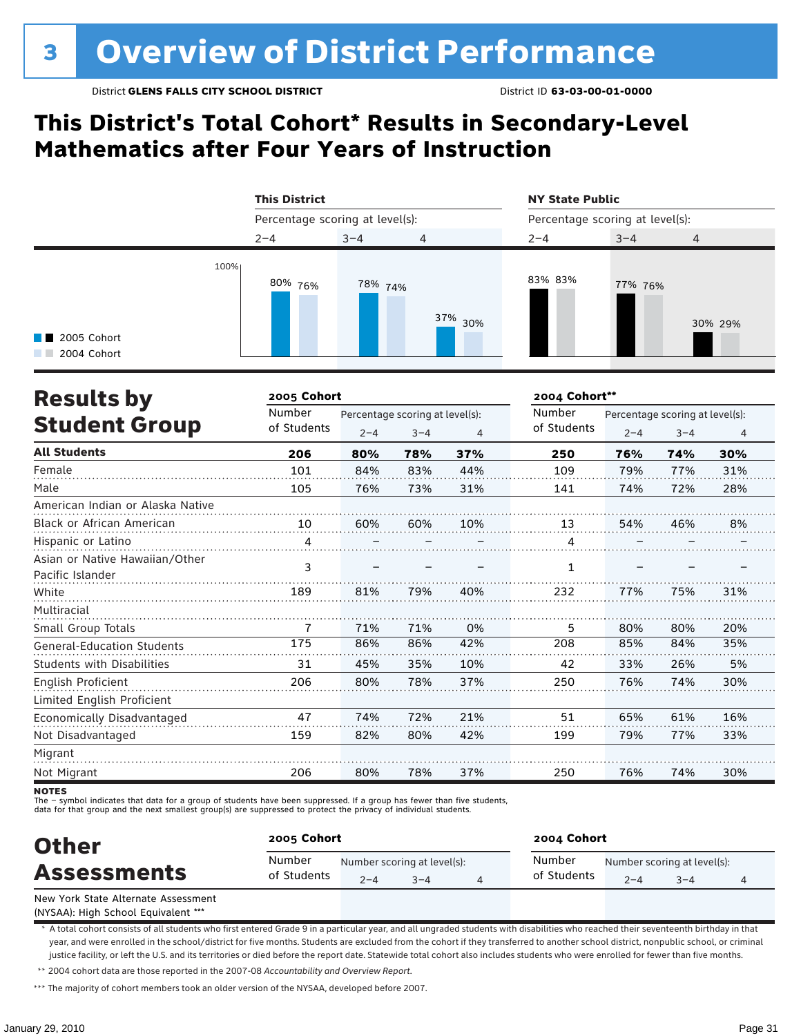# 3 Overview of District Performance

District **GLENS FALLS CITY SCHOOL DISTRICT** District ID **63-03-00-01-0000**

## This District's Total Cohort* Results in Secondary-Level Mathematics after Four Years of Instruction

**This District**

Percentage scoring at level(s):

2–4 3–4 4

100%

80% 76% 78% 74% 37% 30%

**NY State Public**

Percentage scoring at level(s):

2–4 3–4 4

83% 83% 77% 76% 30% 29%

2005 Cohort

2004 Cohort

## Results by Student Group

| | 2005 Cohort | | | | 2004 Cohort** | | | |
|---|---|---|---|---|---|---|---|---|
| | Number of Students | Percentage scoring at level(s): 2–4 | 3–4 | 4 | Number of Students | Percentage scoring at level(s): 2–4 | 3–4 | 4 |
| **All Students** | **206** | **80%** | **78%** | **37%** | **250** | **76%** | **74%** | **30%** |
| Female | 101 | 84% | 83% | 44% | 109 | 79% | 77% | 31% |
| Male | 105 | 76% | 73% | 31% | 141 | 74% | 72% | 28% |
| American Indian or Alaska Native | | | | | | | | |
| Black or African American | 10 | 60% | 60% | 10% | 13 | 54% | 46% | 8% |
| Hispanic or Latino | 4 | – | – | – | 4 | – | – | – |
| Asian or Native Hawaiian/Other Pacific Islander | 3 | – | – | – | 1 | – | – | – |
| White | 189 | 81% | 79% | 40% | 232 | 77% | 75% | 31% |
| Multiracial | | | | | | | | |
| Small Group Totals | 7 | 71% | 71% | 0% | 5 | 80% | 80% | 20% |
| General-Education Students | 175 | 86% | 86% | 42% | 208 | 85% | 84% | 35% |
| Students with Disabilities | 31 | 45% | 35% | 10% | 42 | 33% | 26% | 5% |
| English Proficient | 206 | 80% | 78% | 37% | 250 | 76% | 74% | 30% |
| Limited English Proficient | | | | | | | | |
| Economically Disadvantaged | 47 | 74% | 72% | 21% | 51 | 65% | 61% | 16% |
| Not Disadvantaged | 159 | 82% | 80% | 42% | 199 | 79% | 77% | 33% |
| Migrant | | | | | | | | |
| Not Migrant | 206 | 80% | 78% | 37% | 250 | 76% | 74% | 30% |

**NOTES**

The – symbol indicates that data for a group of students have been suppressed. If a group has fewer than five students, data for that group and the next smallest group(s) are suppressed to protect the privacy of individual students.

## Other Assessments

| | 2005 Cohort | | | | 2004 Cohort | | | |
|---|---|---|---|---|---|---|---|---|
| | Number of Students | Number scoring at level(s): 2–4 | 3–4 | 4 | Number of Students | Number scoring at level(s): 2–4 | 3–4 | 4 |
| New York State Alternate Assessment (NYSAA): High School Equivalent *** | | | | | | | | |

\* A total cohort consists of all students who first entered Grade 9 in a particular year, and all ungraded students with disabilities who reached their seventeenth birthday in that year, and were enrolled in the school/district for five months. Students are excluded from the cohort if they transferred to another school district, nonpublic school, or criminal justice facility, or left the U.S. and its territories or died before the report date. Statewide total cohort also includes students who were enrolled for fewer than five months.

\*\* 2004 cohort data are those reported in the 2007-08 *Accountability and Overview Report*.

\*\*\* The majority of cohort members took an older version of the NYSAA, developed before 2007.